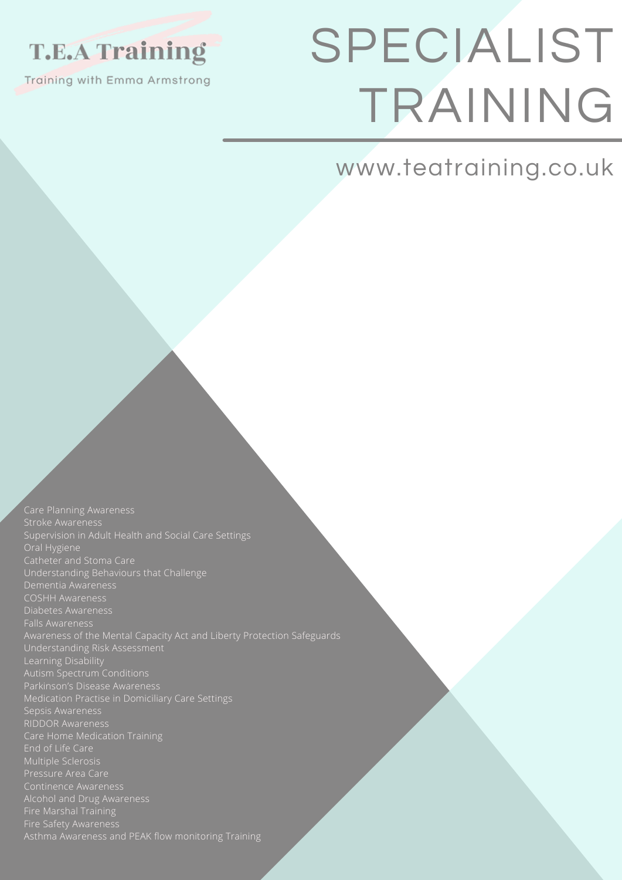**T.E.A Training**

Training with Emma Armstrong

# SPECIALIST TRAINING

www.teatraining.co.uk

- Care Planning Awareness
- Stroke Awareness
- Supervision in Adult Health and Social Care Settings
- Oral Hygiene
- Catheter and Stoma Care
- Understanding Behaviours that Challenge
- Dementia Awareness
- COSHH Awareness
- Diabetes Awareness
- Falls Awareness
- Awareness of the Mental Capacity Act and Liberty Protection Safeguards
- Understanding Risk Assessment
- Learning Disability
- Autism Spectrum Conditions
- Parkinson's Disease Awareness
- Medication Practise in Domiciliary Care Settings
- Sepsis Awareness
- RIDDOR Awareness
- Care Home Medication Training
- End of Life Care
- Multiple Sclerosis
- Pressure Area Care
- Continence Awareness
- Alcohol and Drug Awareness
- Fire Marshal Training
- Fire Safety Awareness
- Asthma Awareness and PEAK flow monitoring Training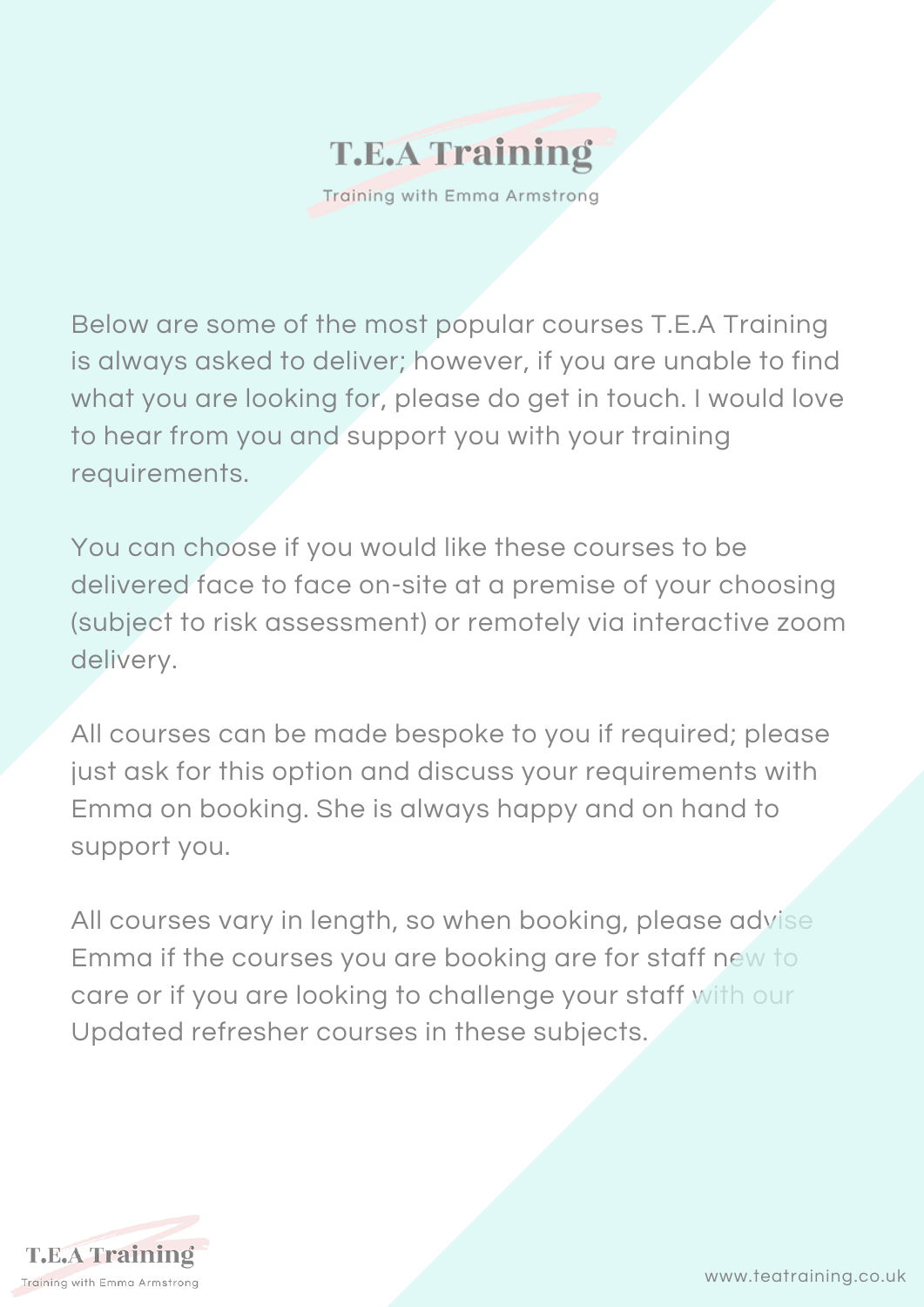# T.E.A Training

Training with Emma Armstrong

Below are some of the most popular courses T.E.A Training is always asked to deliver; however, if you are unable to find what you are looking for, please do get in touch. I would love to hear from you and support you with your training requirements.

You can choose if you would like these courses to be delivered face to face on-site at a premise of your choosing (subject to risk assessment) or remotely via interactive zoom delivery.

All courses can be made bespoke to you if required; please just ask for this option and discuss your requirements with Emma on booking. She is always happy and on hand to support you.

All courses vary in length, so when booking, please advise Emma if the courses you are booking are for staff new to care or if you are looking to challenge your staff with our Updated refresher courses in these subjects.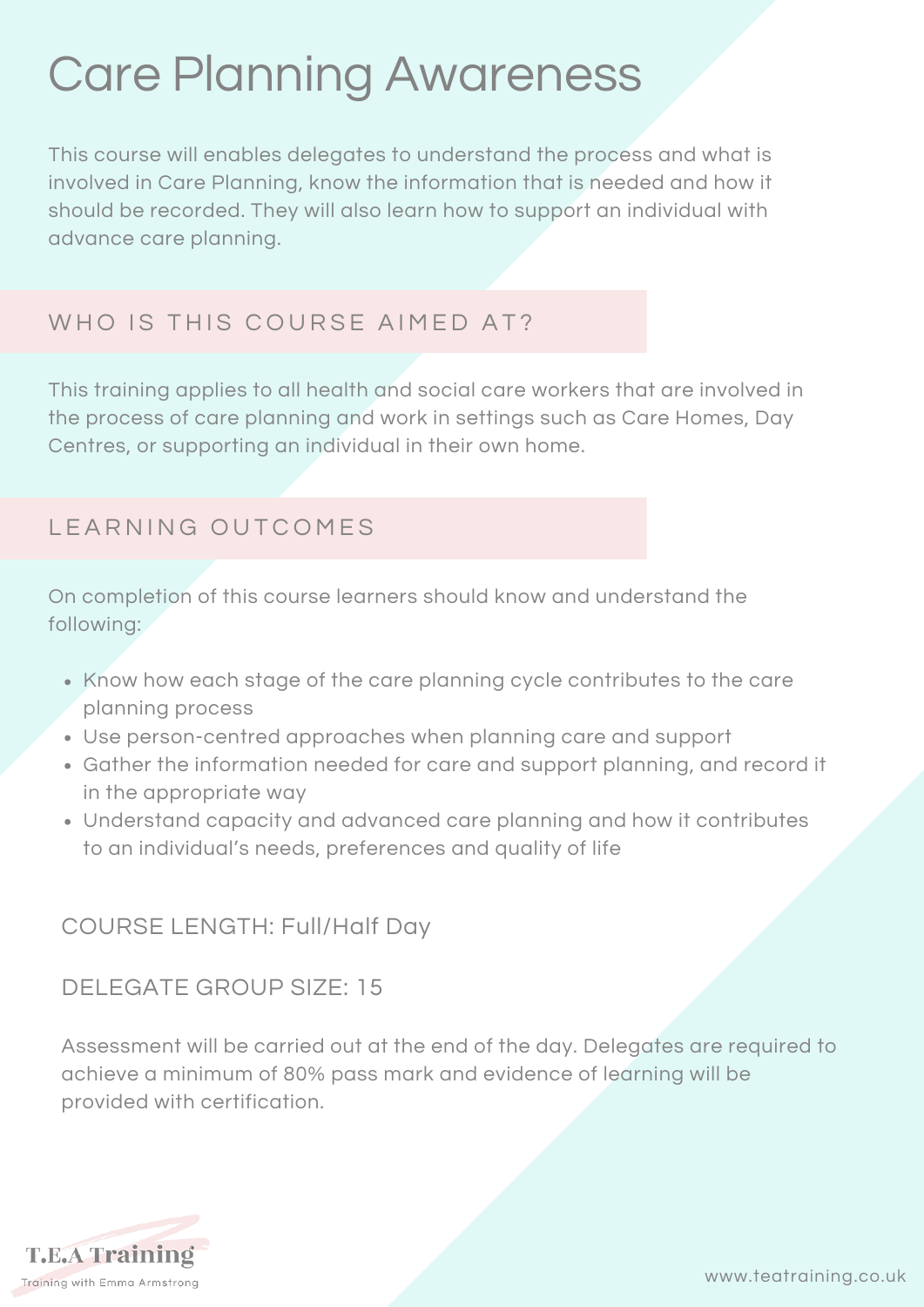# Care Planning Awareness

This course will enables delegates to understand the process and what is involved in Care Planning, know the information that is needed and how it should be recorded. They will also learn how to support an individual with advance care planning.

## WHO IS THIS COURSE AIMED AT?

This training applies to all health and social care workers that are involved in the process of care planning and work in settings such as Care Homes, Day Centres, or supporting an individual in their own home.

## LEARNING OUTCOMES

On completion of this course learners should know and understand the following:

- Know how each stage of the care planning cycle contributes to the care planning process
- Use person-centred approaches when planning care and support
- Gather the information needed for care and support planning, and record it in the appropriate way
- Understand capacity and advanced care planning and how it contributes to an individual's needs, preferences and quality of life

COURSE LENGTH: Full/Half Day

DELEGATE GROUP SIZE: 15

Assessment will be carried out at the end of the day. Delegates are required to achieve a minimum of 80% pass mark and evidence of learning will be provided with certification.

T.E.A Training

Training with Emma Armstrong

www.teatraining.co.uk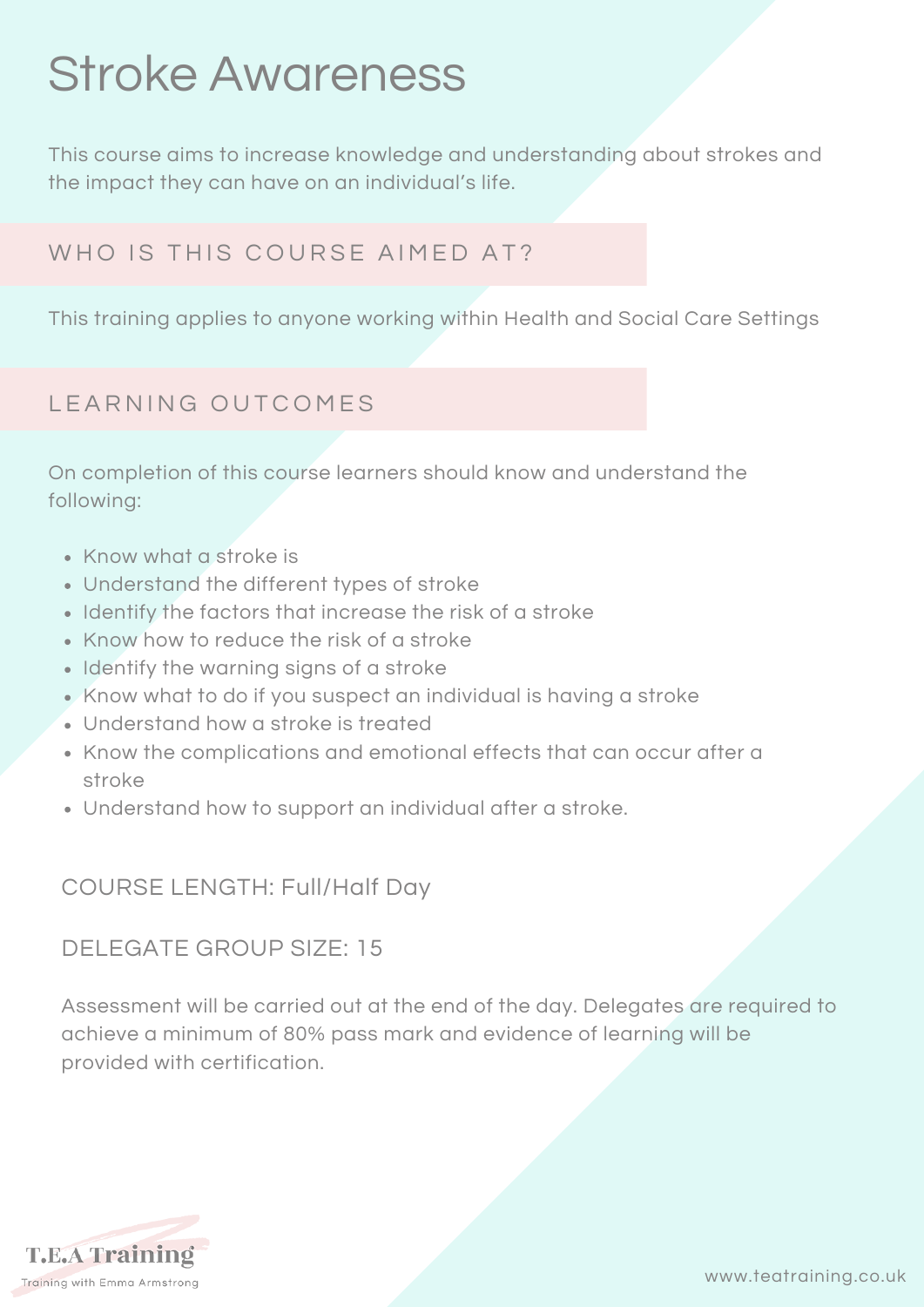# Stroke Awareness

This course aims to increase knowledge and understanding about strokes and the impact they can have on an individual's life.

## WHO IS THIS COURSE AIMED AT?

This training applies to anyone working within Health and Social Care Settings

## LEARNING OUTCOMES

On completion of this course learners should know and understand the following:

- Know what a stroke is
- Understand the different types of stroke
- Identify the factors that increase the risk of a stroke
- Know how to reduce the risk of a stroke
- Identify the warning signs of a stroke
- Know what to do if you suspect an individual is having a stroke
- Understand how a stroke is treated
- Know the complications and emotional effects that can occur after a stroke
- Understand how to support an individual after a stroke.

COURSE LENGTH: Full/Half Day

DELEGATE GROUP SIZE: 15

Assessment will be carried out at the end of the day. Delegates are required to achieve a minimum of 80% pass mark and evidence of learning will be provided with certification.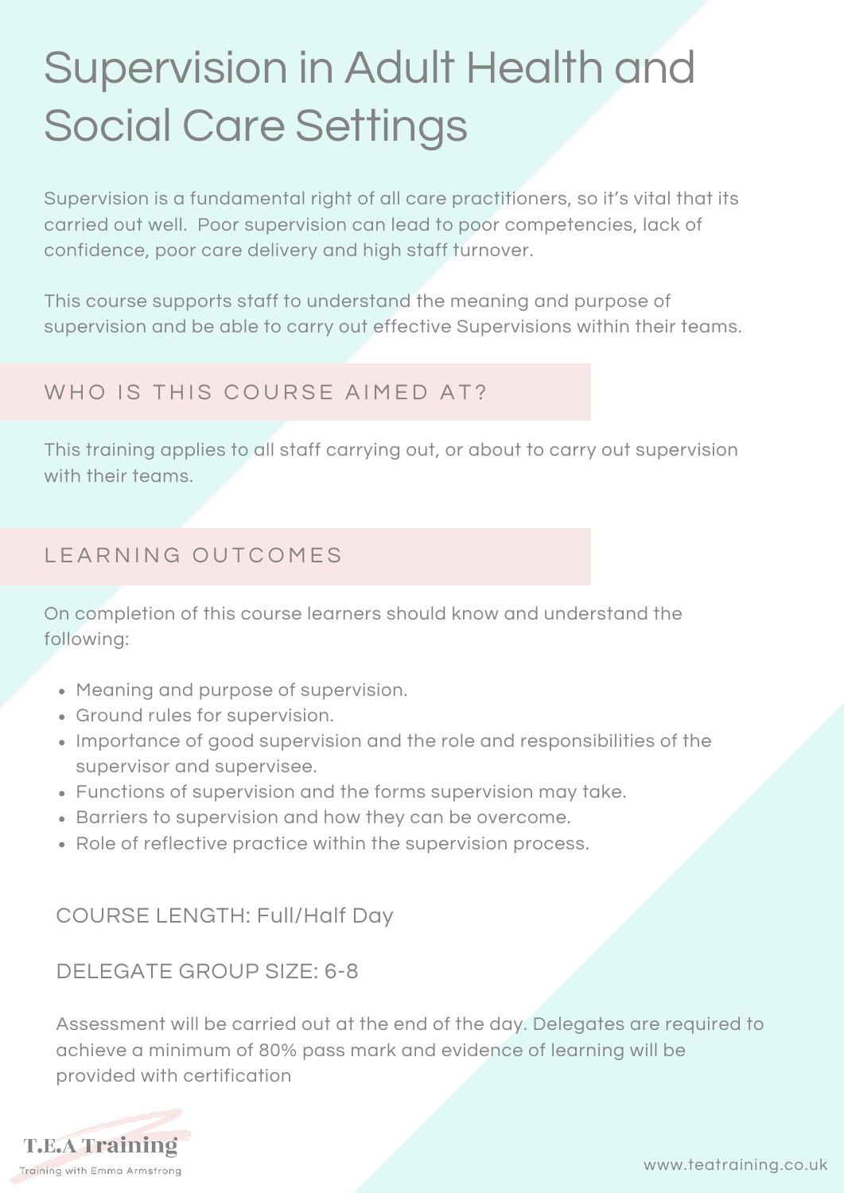# Supervision in Adult Health and Social Care Settings

Supervision is a fundamental right of all care practitioners, so it's vital that its carried out well. Poor supervision can lead to poor competencies, lack of confidence, poor care delivery and high staff turnover.

This course supports staff to understand the meaning and purpose of supervision and be able to carry out effective Supervisions within their teams.

## WHO IS THIS COURSE AIMED AT?

This training applies to all staff carrying out, or about to carry out supervision with their teams.

## LEARNING OUTCOMES

On completion of this course learners should know and understand the following:

- Meaning and purpose of supervision.
- Ground rules for supervision.
- Importance of good supervision and the role and responsibilities of the supervisor and supervisee.
- Functions of supervision and the forms supervision may take.
- Barriers to supervision and how they can be overcome.
- Role of reflective practice within the supervision process.

COURSE LENGTH: Full/Half Day

DELEGATE GROUP SIZE: 6-8

Assessment will be carried out at the end of the day. Delegates are required to achieve a minimum of 80% pass mark and evidence of learning will be provided with certification

T.E.A Training

Training with Emma Armstrong

www.teatraining.co.uk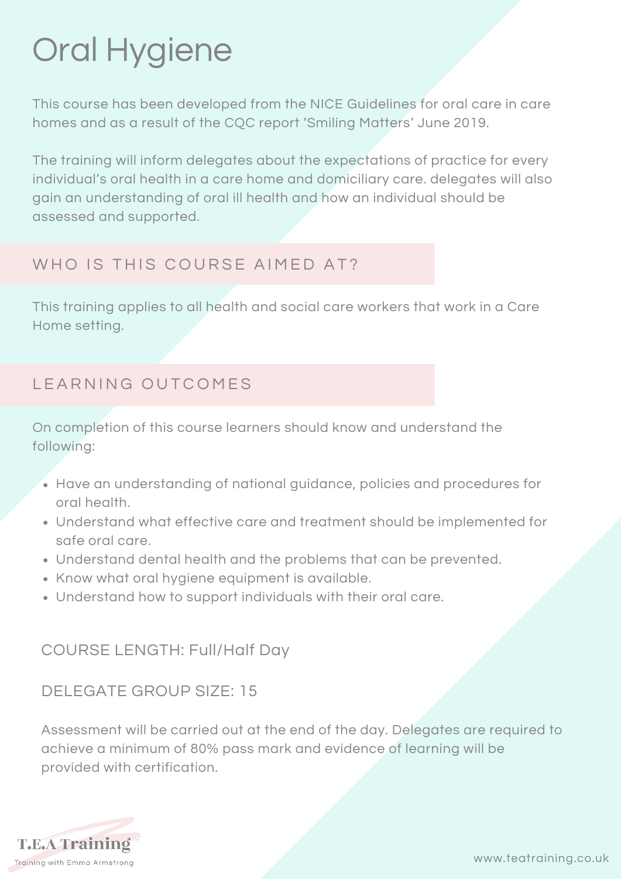# Oral Hygiene

This course has been developed from the NICE Guidelines for oral care in care homes and as a result of the CQC report 'Smiling Matters' June 2019.

The training will inform delegates about the expectations of practice for every individual's oral health in a care home and domiciliary care. delegates will also gain an understanding of oral ill health and how an individual should be assessed and supported.

## WHO IS THIS COURSE AIMED AT?

This training applies to all health and social care workers that work in a Care Home setting.

## LEARNING OUTCOMES

On completion of this course learners should know and understand the following:

- Have an understanding of national guidance, policies and procedures for oral health.
- Understand what effective care and treatment should be implemented for safe oral care.
- Understand dental health and the problems that can be prevented.
- Know what oral hygiene equipment is available.
- Understand how to support individuals with their oral care.

COURSE LENGTH: Full/Half Day

DELEGATE GROUP SIZE: 15

Assessment will be carried out at the end of the day. Delegates are required to achieve a minimum of 80% pass mark and evidence of learning will be provided with certification.

T.E.A Training
Training with Emma Armstrong

www.teatraining.co.uk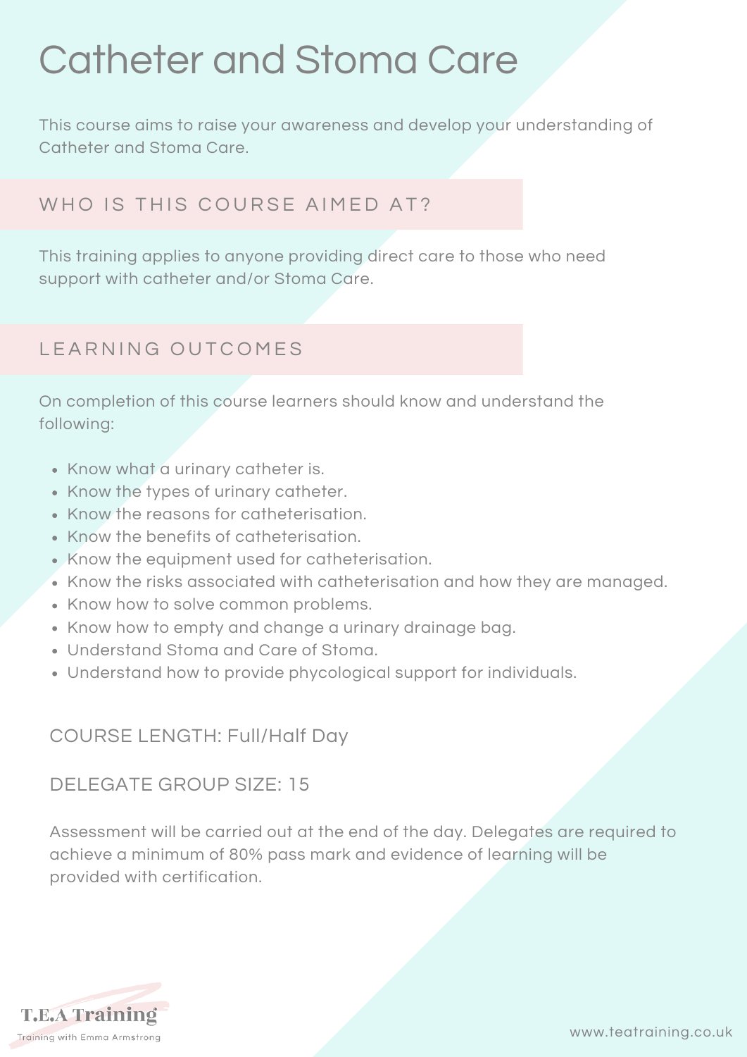# Catheter and Stoma Care

This course aims to raise your awareness and develop your understanding of Catheter and Stoma Care.

## WHO IS THIS COURSE AIMED AT?

This training applies to anyone providing direct care to those who need support with catheter and/or Stoma Care.

## LEARNING OUTCOMES

On completion of this course learners should know and understand the following:

- Know what a urinary catheter is.
- Know the types of urinary catheter.
- Know the reasons for catheterisation.
- Know the benefits of catheterisation.
- Know the equipment used for catheterisation.
- Know the risks associated with catheterisation and how they are managed.
- Know how to solve common problems.
- Know how to empty and change a urinary drainage bag.
- Understand Stoma and Care of Stoma.
- Understand how to provide phycological support for individuals.

COURSE LENGTH: Full/Half Day

DELEGATE GROUP SIZE: 15

Assessment will be carried out at the end of the day. Delegates are required to achieve a minimum of 80% pass mark and evidence of learning will be provided with certification.

T.E.A Training

Training with Emma Armstrong

www.teatraining.co.uk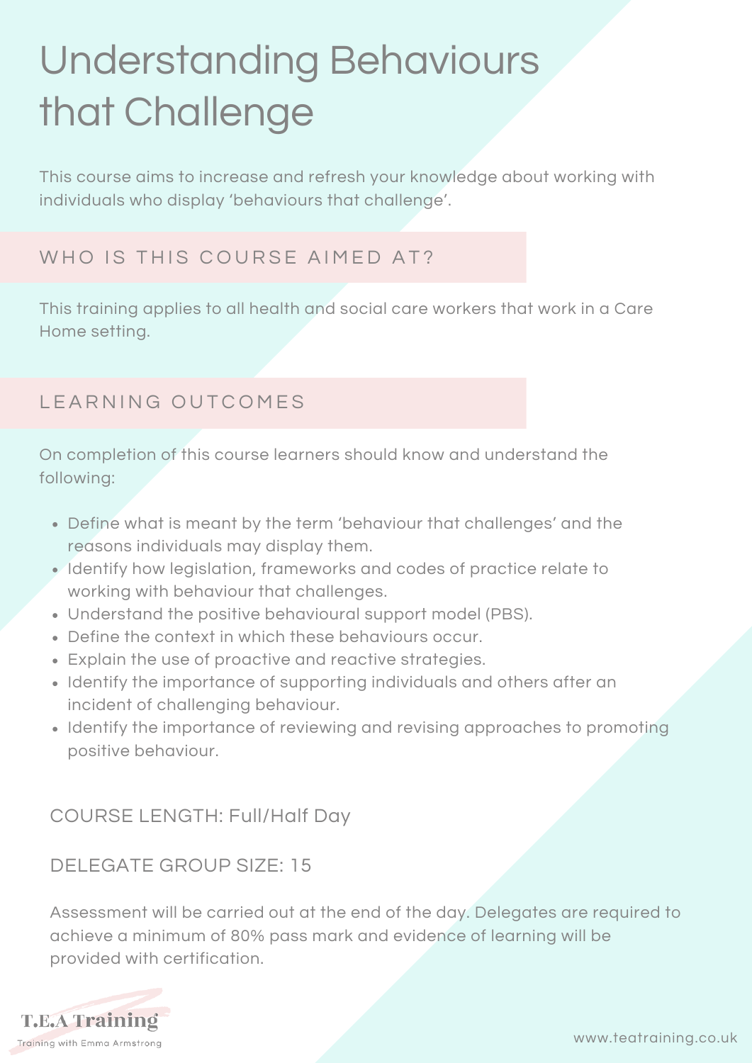# Understanding Behaviours that Challenge

This course aims to increase and refresh your knowledge about working with individuals who display 'behaviours that challenge'.

## WHO IS THIS COURSE AIMED AT?

This training applies to all health and social care workers that work in a Care Home setting.

## LEARNING OUTCOMES

On completion of this course learners should know and understand the following:

- Define what is meant by the term 'behaviour that challenges' and the reasons individuals may display them.
- Identify how legislation, frameworks and codes of practice relate to working with behaviour that challenges.
- Understand the positive behavioural support model (PBS).
- Define the context in which these behaviours occur.
- Explain the use of proactive and reactive strategies.
- Identify the importance of supporting individuals and others after an incident of challenging behaviour.
- Identify the importance of reviewing and revising approaches to promoting positive behaviour.

COURSE LENGTH: Full/Half Day

DELEGATE GROUP SIZE: 15

Assessment will be carried out at the end of the day. Delegates are required to achieve a minimum of 80% pass mark and evidence of learning will be provided with certification.

T.E.A Training
Training with Emma Armstrong

www.teatraining.co.uk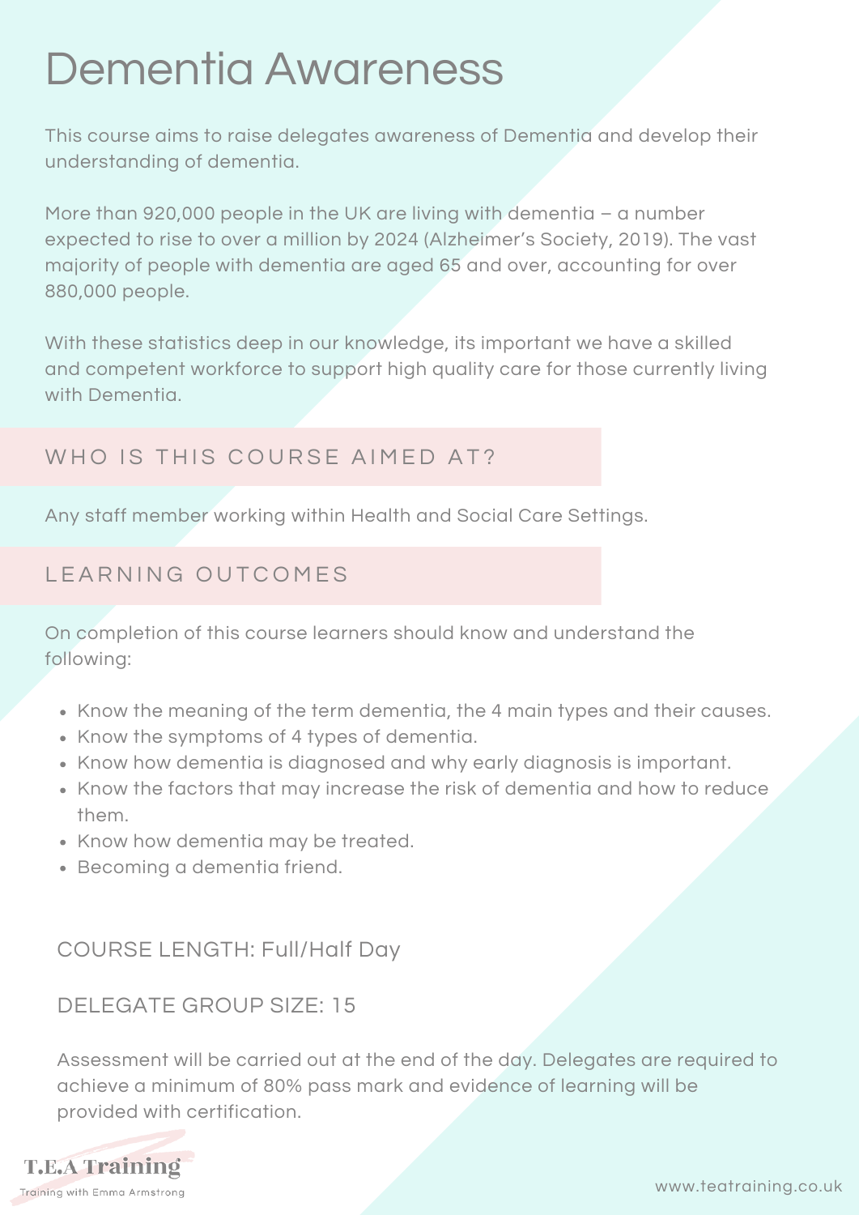# Dementia Awareness

This course aims to raise delegates awareness of Dementia and develop their understanding of dementia.

More than 920,000 people in the UK are living with dementia – a number expected to rise to over a million by 2024 (Alzheimer's Society, 2019). The vast majority of people with dementia are aged 65 and over, accounting for over 880,000 people.

With these statistics deep in our knowledge, its important we have a skilled and competent workforce to support high quality care for those currently living with Dementia.

## WHO IS THIS COURSE AIMED AT?

Any staff member working within Health and Social Care Settings.

## LEARNING OUTCOMES

On completion of this course learners should know and understand the following:

- Know the meaning of the term dementia, the 4 main types and their causes.
- Know the symptoms of 4 types of dementia.
- Know how dementia is diagnosed and why early diagnosis is important.
- Know the factors that may increase the risk of dementia and how to reduce them.
- Know how dementia may be treated.
- Becoming a dementia friend.

COURSE LENGTH: Full/Half Day

DELEGATE GROUP SIZE: 15

Assessment will be carried out at the end of the day. Delegates are required to achieve a minimum of 80% pass mark and evidence of learning will be provided with certification.

T.E.A Training

Training with Emma Armstrong

www.teatraining.co.uk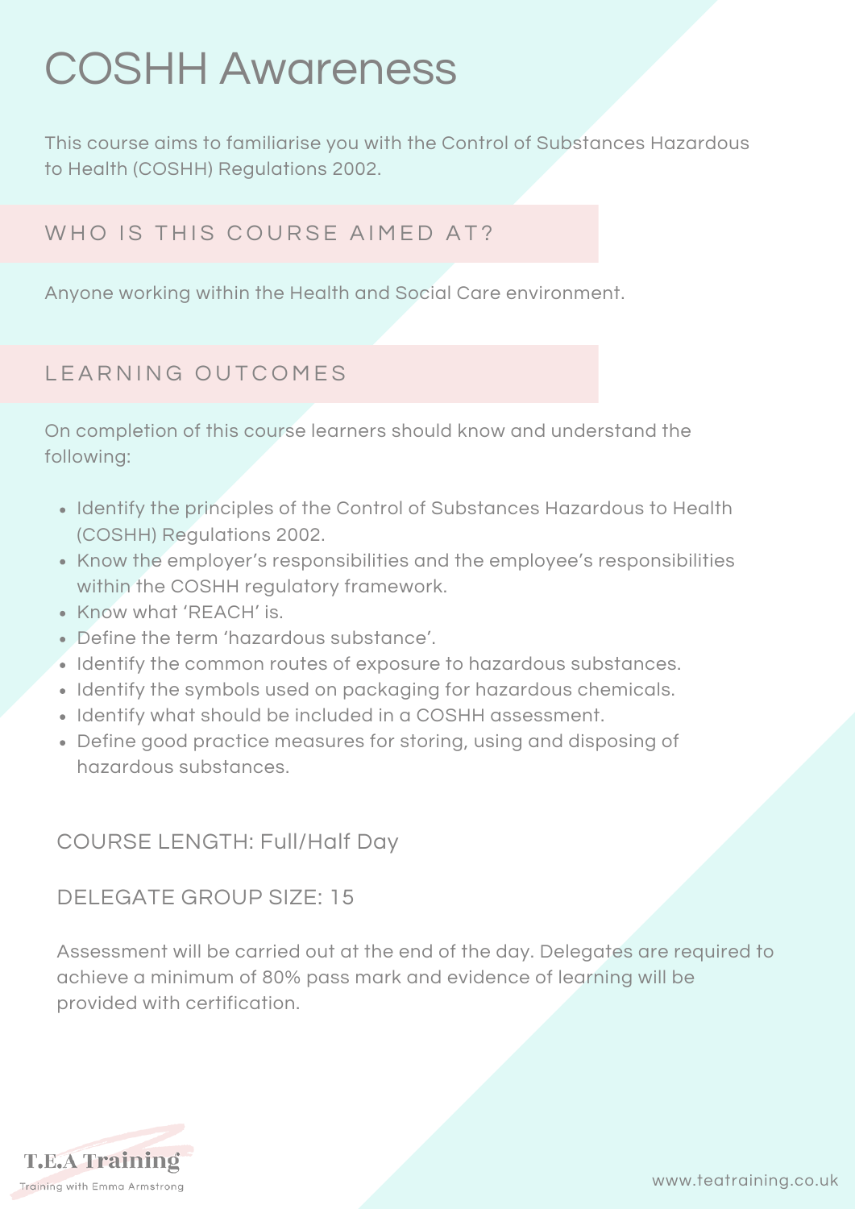# COSHH Awareness

This course aims to familiarise you with the Control of Substances Hazardous to Health (COSHH) Regulations 2002.

## WHO IS THIS COURSE AIMED AT?

Anyone working within the Health and Social Care environment.

## LEARNING OUTCOMES

On completion of this course learners should know and understand the following:

- Identify the principles of the Control of Substances Hazardous to Health (COSHH) Regulations 2002.
- Know the employer's responsibilities and the employee's responsibilities within the COSHH regulatory framework.
- Know what 'REACH' is.
- Define the term 'hazardous substance'.
- Identify the common routes of exposure to hazardous substances.
- Identify the symbols used on packaging for hazardous chemicals.
- Identify what should be included in a COSHH assessment.
- Define good practice measures for storing, using and disposing of hazardous substances.

COURSE LENGTH: Full/Half Day

DELEGATE GROUP SIZE: 15

Assessment will be carried out at the end of the day. Delegates are required to achieve a minimum of 80% pass mark and evidence of learning will be provided with certification.

T.E.A Training

Training with Emma Armstrong

www.teatraining.co.uk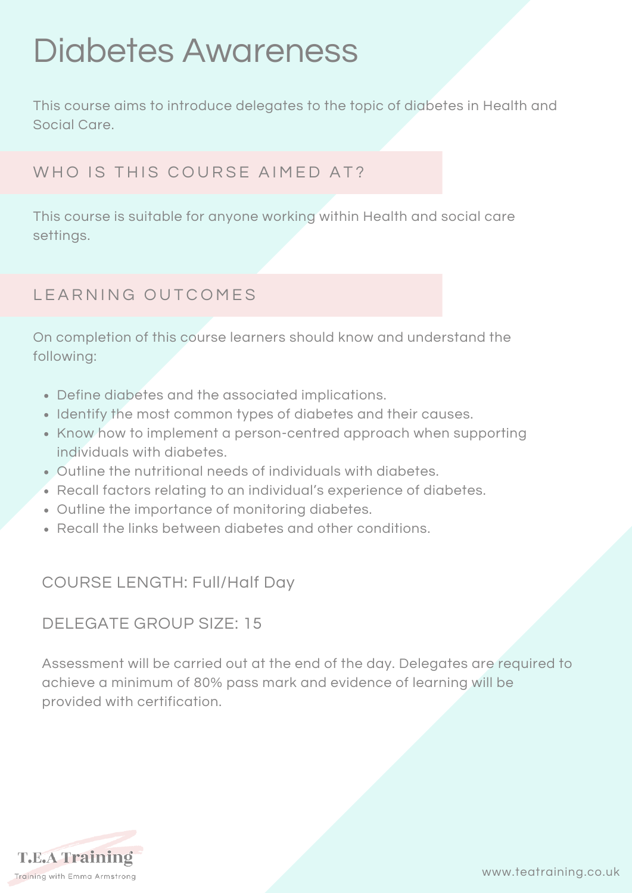# Diabetes Awareness

This course aims to introduce delegates to the topic of diabetes in Health and Social Care.

## WHO IS THIS COURSE AIMED AT?

This course is suitable for anyone working within Health and social care settings.

## LEARNING OUTCOMES

On completion of this course learners should know and understand the following:

- Define diabetes and the associated implications.
- Identify the most common types of diabetes and their causes.
- Know how to implement a person-centred approach when supporting individuals with diabetes.
- Outline the nutritional needs of individuals with diabetes.
- Recall factors relating to an individual's experience of diabetes.
- Outline the importance of monitoring diabetes.
- Recall the links between diabetes and other conditions.

COURSE LENGTH: Full/Half Day

DELEGATE GROUP SIZE: 15

Assessment will be carried out at the end of the day. Delegates are required to achieve a minimum of 80% pass mark and evidence of learning will be provided with certification.

T.E.A Training

Training with Emma Armstrong

www.teatraining.co.uk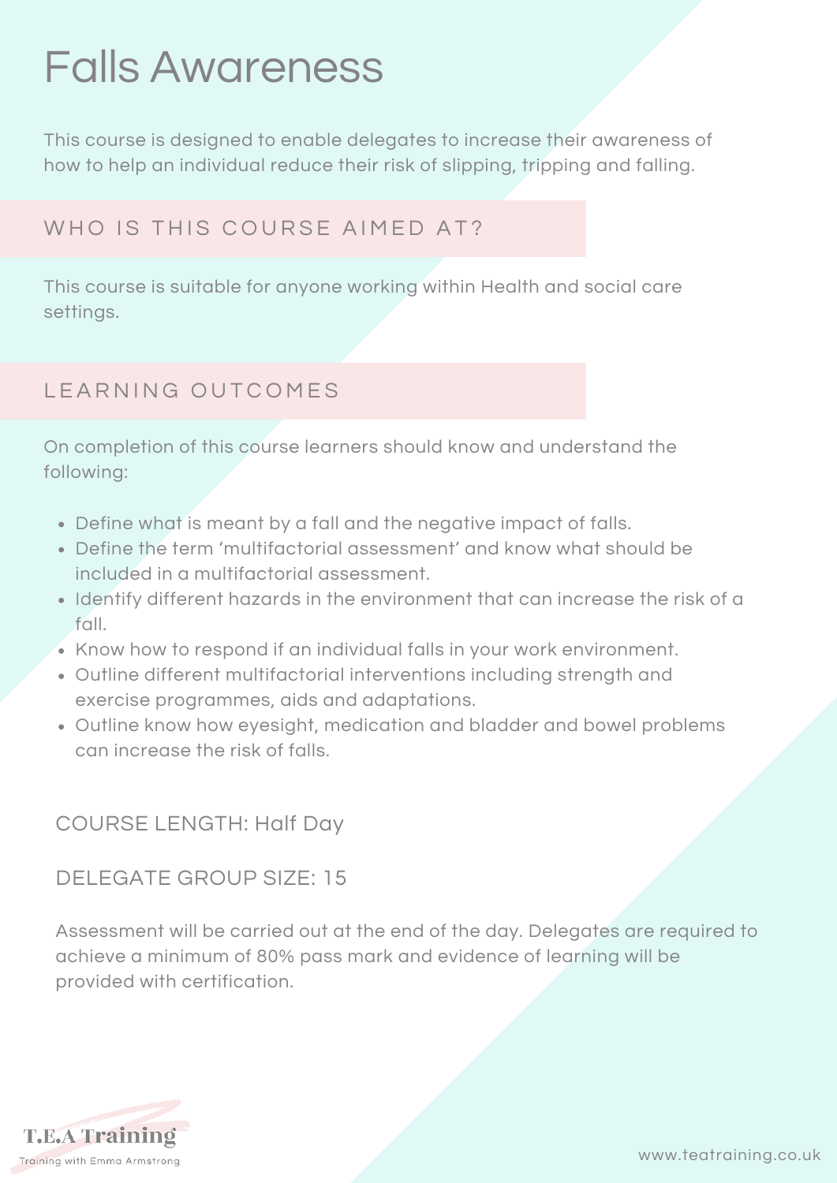# Falls Awareness

This course is designed to enable delegates to increase their awareness of how to help an individual reduce their risk of slipping, tripping and falling.

## WHO IS THIS COURSE AIMED AT?

This course is suitable for anyone working within Health and social care settings.

## LEARNING OUTCOMES

On completion of this course learners should know and understand the following:

- Define what is meant by a fall and the negative impact of falls.
- Define the term 'multifactorial assessment' and know what should be included in a multifactorial assessment.
- Identify different hazards in the environment that can increase the risk of a fall.
- Know how to respond if an individual falls in your work environment.
- Outline different multifactorial interventions including strength and exercise programmes, aids and adaptations.
- Outline know how eyesight, medication and bladder and bowel problems can increase the risk of falls.

COURSE LENGTH: Half Day

DELEGATE GROUP SIZE: 15

Assessment will be carried out at the end of the day. Delegates are required to achieve a minimum of 80% pass mark and evidence of learning will be provided with certification.

T.E.A Training

Training with Emma Armstrong

www.teatraining.co.uk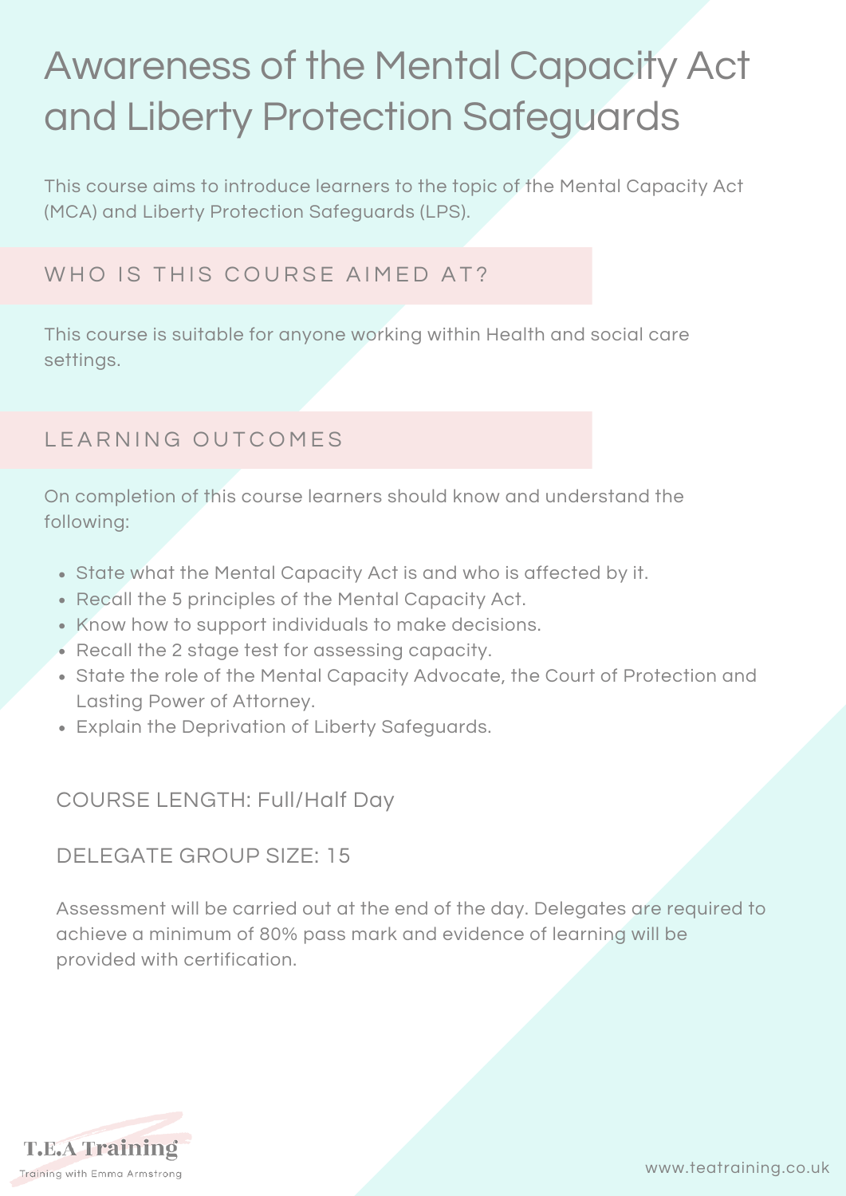# Awareness of the Mental Capacity Act and Liberty Protection Safeguards

This course aims to introduce learners to the topic of the Mental Capacity Act (MCA) and Liberty Protection Safeguards (LPS).

## WHO IS THIS COURSE AIMED AT?

This course is suitable for anyone working within Health and social care settings.

## LEARNING OUTCOMES

On completion of this course learners should know and understand the following:

- State what the Mental Capacity Act is and who is affected by it.
- Recall the 5 principles of the Mental Capacity Act.
- Know how to support individuals to make decisions.
- Recall the 2 stage test for assessing capacity.
- State the role of the Mental Capacity Advocate, the Court of Protection and Lasting Power of Attorney.
- Explain the Deprivation of Liberty Safeguards.

COURSE LENGTH: Full/Half Day

DELEGATE GROUP SIZE: 15

Assessment will be carried out at the end of the day. Delegates are required to achieve a minimum of 80% pass mark and evidence of learning will be provided with certification.

T.E.A Training

Training with Emma Armstrong

www.teatraining.co.uk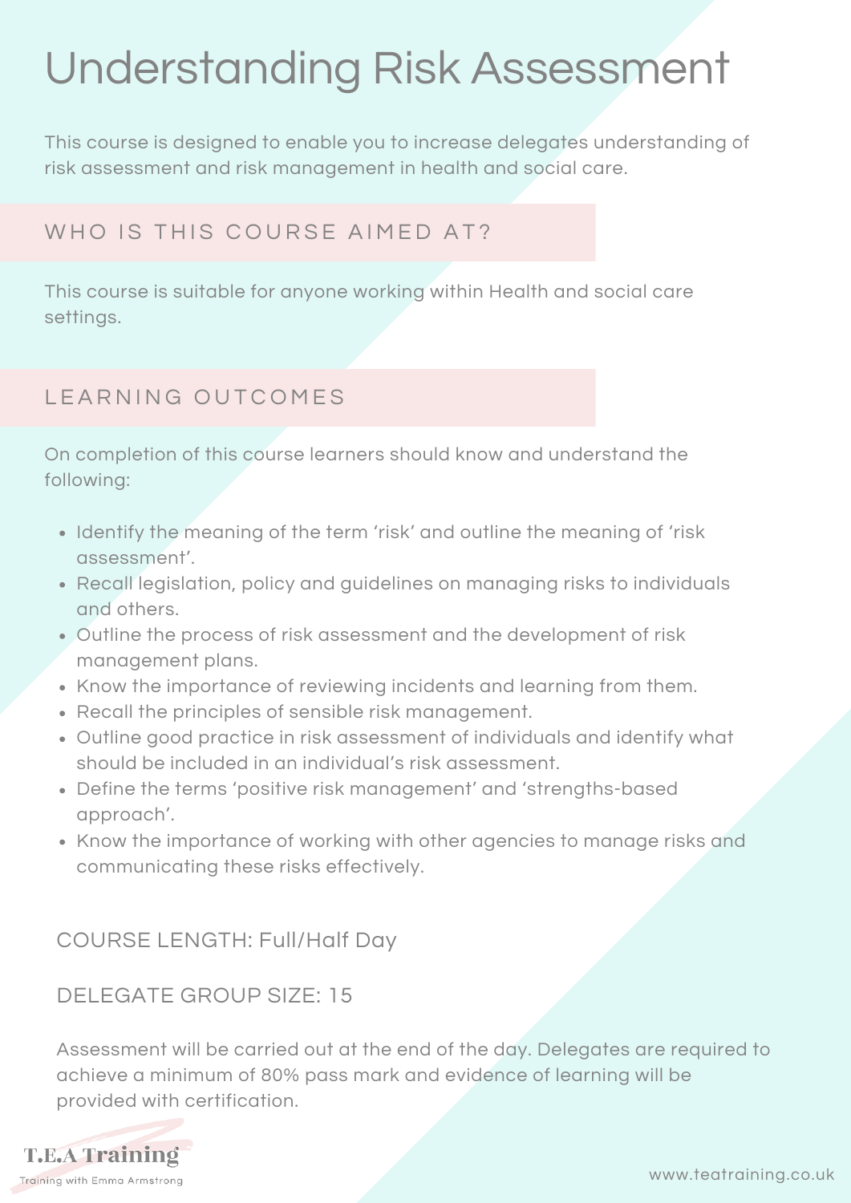# Understanding Risk Assessment

This course is designed to enable you to increase delegates understanding of risk assessment and risk management in health and social care.

## WHO IS THIS COURSE AIMED AT?

This course is suitable for anyone working within Health and social care settings.

## LEARNING OUTCOMES

On completion of this course learners should know and understand the following:

- Identify the meaning of the term 'risk' and outline the meaning of 'risk assessment'.
- Recall legislation, policy and guidelines on managing risks to individuals and others.
- Outline the process of risk assessment and the development of risk management plans.
- Know the importance of reviewing incidents and learning from them.
- Recall the principles of sensible risk management.
- Outline good practice in risk assessment of individuals and identify what should be included in an individual's risk assessment.
- Define the terms 'positive risk management' and 'strengths-based approach'.
- Know the importance of working with other agencies to manage risks and communicating these risks effectively.

COURSE LENGTH: Full/Half Day

DELEGATE GROUP SIZE: 15

Assessment will be carried out at the end of the day. Delegates are required to achieve a minimum of 80% pass mark and evidence of learning will be provided with certification.

T.E.A Training

Training with Emma Armstrong

www.teatraining.co.uk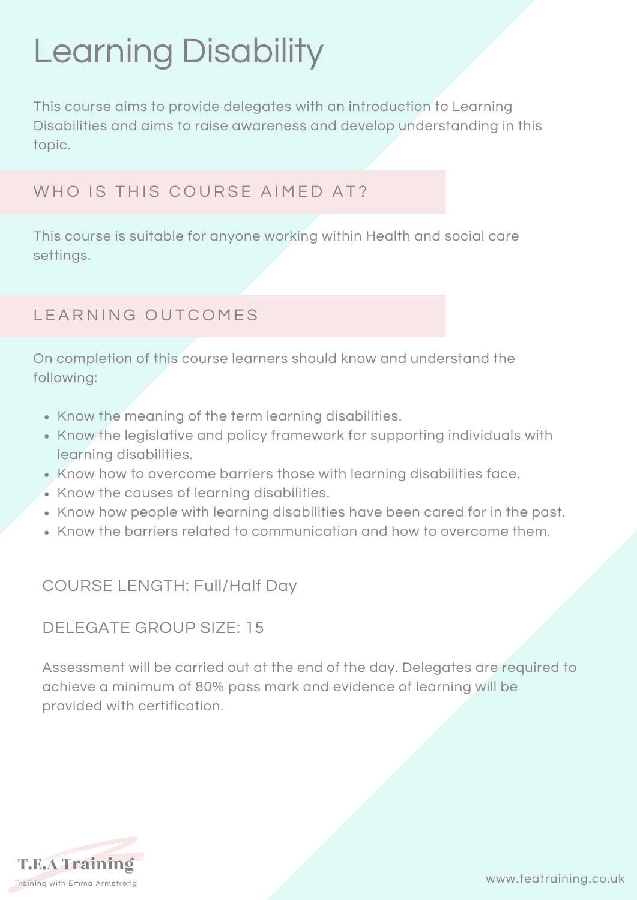# Learning Disability

This course aims to provide delegates with an introduction to Learning Disabilities and aims to raise awareness and develop understanding in this topic.

## WHO IS THIS COURSE AIMED AT?

This course is suitable for anyone working within Health and social care settings.

## LEARNING OUTCOMES

On completion of this course learners should know and understand the following:

- Know the meaning of the term learning disabilities.
- Know the legislative and policy framework for supporting individuals with learning disabilities.
- Know how to overcome barriers those with learning disabilities face.
- Know the causes of learning disabilities.
- Know how people with learning disabilities have been cared for in the past.
- Know the barriers related to communication and how to overcome them.

COURSE LENGTH: Full/Half Day

DELEGATE GROUP SIZE: 15

Assessment will be carried out at the end of the day. Delegates are required to achieve a minimum of 80% pass mark and evidence of learning will be provided with certification.

T.E.A Training

Training with Emma Armstrong

www.teatraining.co.uk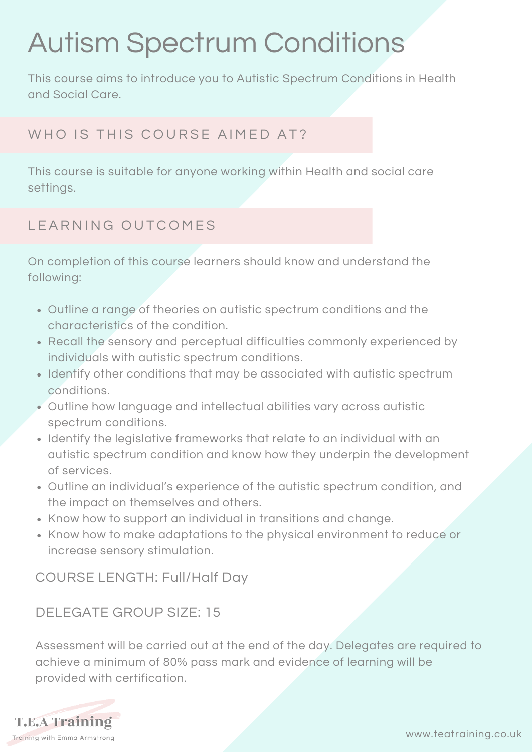# Autism Spectrum Conditions

This course aims to introduce you to Autistic Spectrum Conditions in Health and Social Care.

## WHO IS THIS COURSE AIMED AT?

This course is suitable for anyone working within Health and social care settings.

## LEARNING OUTCOMES

On completion of this course learners should know and understand the following:

- Outline a range of theories on autistic spectrum conditions and the characteristics of the condition.
- Recall the sensory and perceptual difficulties commonly experienced by individuals with autistic spectrum conditions.
- Identify other conditions that may be associated with autistic spectrum conditions.
- Outline how language and intellectual abilities vary across autistic spectrum conditions.
- Identify the legislative frameworks that relate to an individual with an autistic spectrum condition and know how they underpin the development of services.
- Outline an individual's experience of the autistic spectrum condition, and the impact on themselves and others.
- Know how to support an individual in transitions and change.
- Know how to make adaptations to the physical environment to reduce or increase sensory stimulation.

COURSE LENGTH: Full/Half Day

DELEGATE GROUP SIZE: 15

Assessment will be carried out at the end of the day. Delegates are required to achieve a minimum of 80% pass mark and evidence of learning will be provided with certification.

T.E.A Training

Training with Emma Armstrong

www.teatraining.co.uk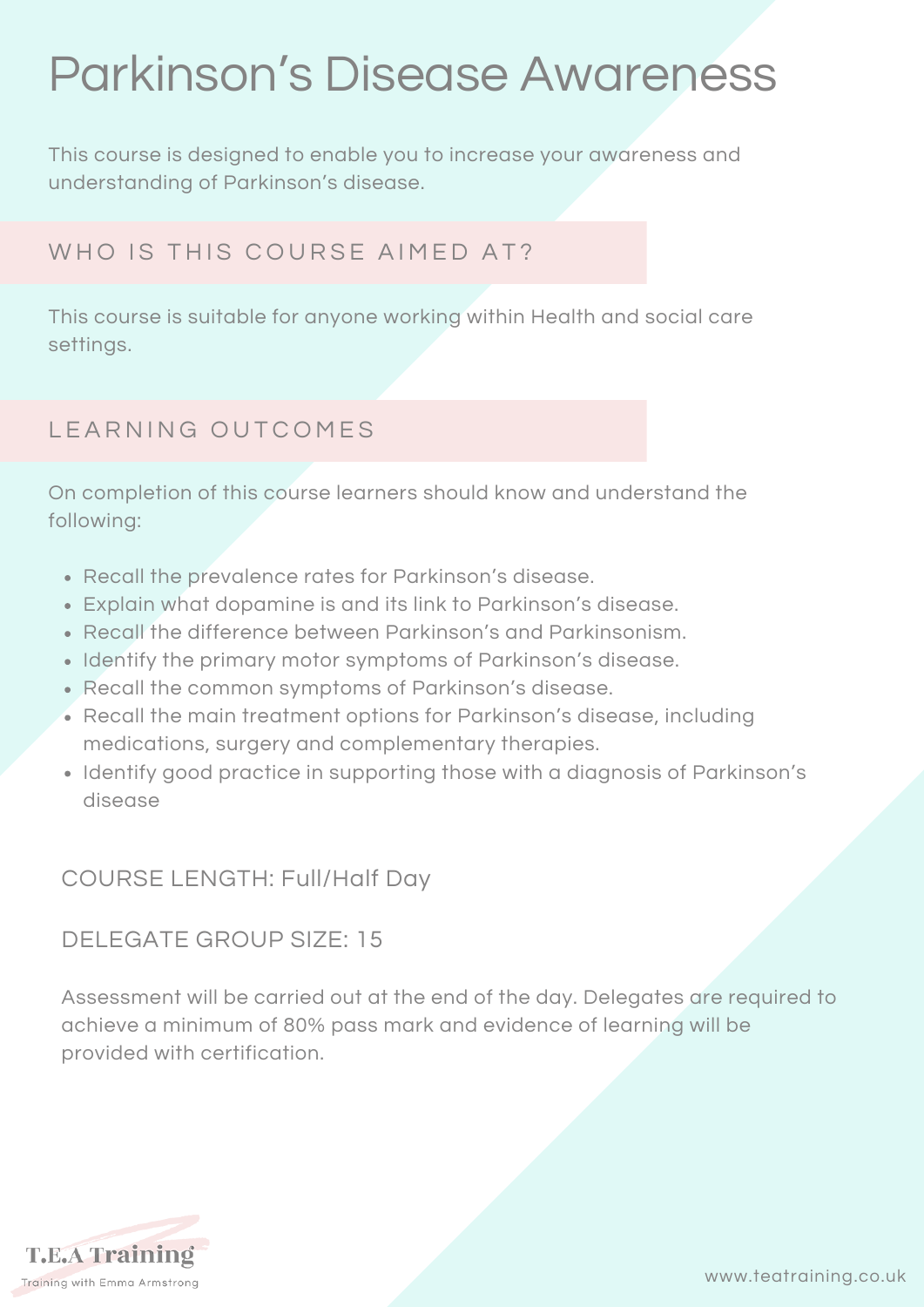# Parkinson's Disease Awareness

This course is designed to enable you to increase your awareness and understanding of Parkinson's disease.

## WHO IS THIS COURSE AIMED AT?

This course is suitable for anyone working within Health and social care settings.

## LEARNING OUTCOMES

On completion of this course learners should know and understand the following:

- Recall the prevalence rates for Parkinson's disease.
- Explain what dopamine is and its link to Parkinson's disease.
- Recall the difference between Parkinson's and Parkinsonism.
- Identify the primary motor symptoms of Parkinson's disease.
- Recall the common symptoms of Parkinson's disease.
- Recall the main treatment options for Parkinson's disease, including medications, surgery and complementary therapies.
- Identify good practice in supporting those with a diagnosis of Parkinson's disease

COURSE LENGTH: Full/Half Day

DELEGATE GROUP SIZE: 15

Assessment will be carried out at the end of the day. Delegates are required to achieve a minimum of 80% pass mark and evidence of learning will be provided with certification.

T.E.A Training

Training with Emma Armstrong

www.teatraining.co.uk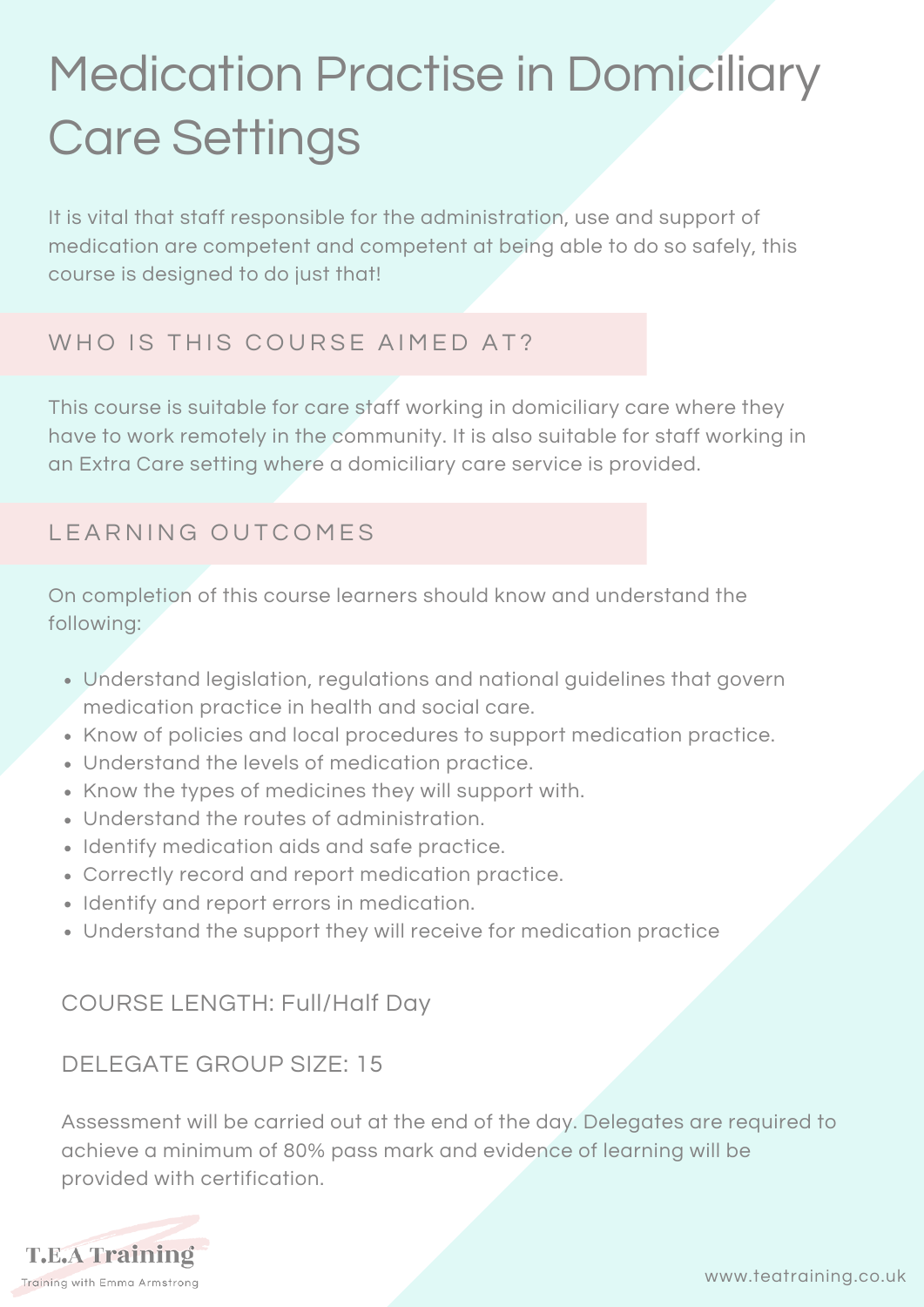# Medication Practise in Domiciliary Care Settings

It is vital that staff responsible for the administration, use and support of medication are competent and competent at being able to do so safely, this course is designed to do just that!

## WHO IS THIS COURSE AIMED AT?

This course is suitable for care staff working in domiciliary care where they have to work remotely in the community. It is also suitable for staff working in an Extra Care setting where a domiciliary care service is provided.

## LEARNING OUTCOMES

On completion of this course learners should know and understand the following:

- Understand legislation, regulations and national guidelines that govern medication practice in health and social care.
- Know of policies and local procedures to support medication practice.
- Understand the levels of medication practice.
- Know the types of medicines they will support with.
- Understand the routes of administration.
- Identify medication aids and safe practice.
- Correctly record and report medication practice.
- Identify and report errors in medication.
- Understand the support they will receive for medication practice

COURSE LENGTH: Full/Half Day

DELEGATE GROUP SIZE: 15

Assessment will be carried out at the end of the day. Delegates are required to achieve a minimum of 80% pass mark and evidence of learning will be provided with certification.

T.E.A Training
Training with Emma Armstrong

www.teatraining.co.uk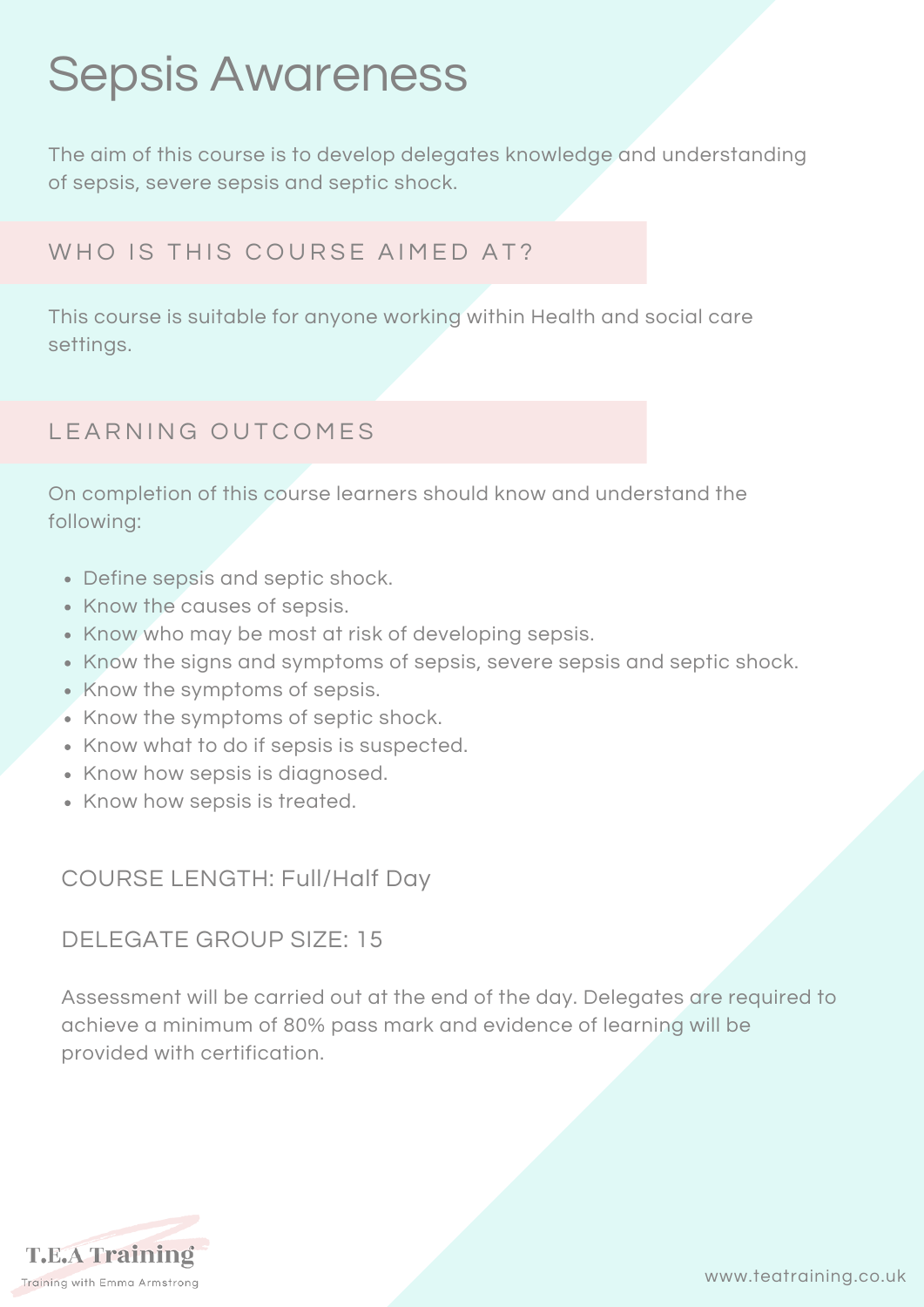# Sepsis Awareness

The aim of this course is to develop delegates knowledge and understanding of sepsis, severe sepsis and septic shock.

## WHO IS THIS COURSE AIMED AT?

This course is suitable for anyone working within Health and social care settings.

## LEARNING OUTCOMES

On completion of this course learners should know and understand the following:

- Define sepsis and septic shock.
- Know the causes of sepsis.
- Know who may be most at risk of developing sepsis.
- Know the signs and symptoms of sepsis, severe sepsis and septic shock.
- Know the symptoms of sepsis.
- Know the symptoms of septic shock.
- Know what to do if sepsis is suspected.
- Know how sepsis is diagnosed.
- Know how sepsis is treated.

COURSE LENGTH: Full/Half Day

DELEGATE GROUP SIZE: 15

Assessment will be carried out at the end of the day. Delegates are required to achieve a minimum of 80% pass mark and evidence of learning will be provided with certification.

T.E.A Training
Training with Emma Armstrong

www.teatraining.co.uk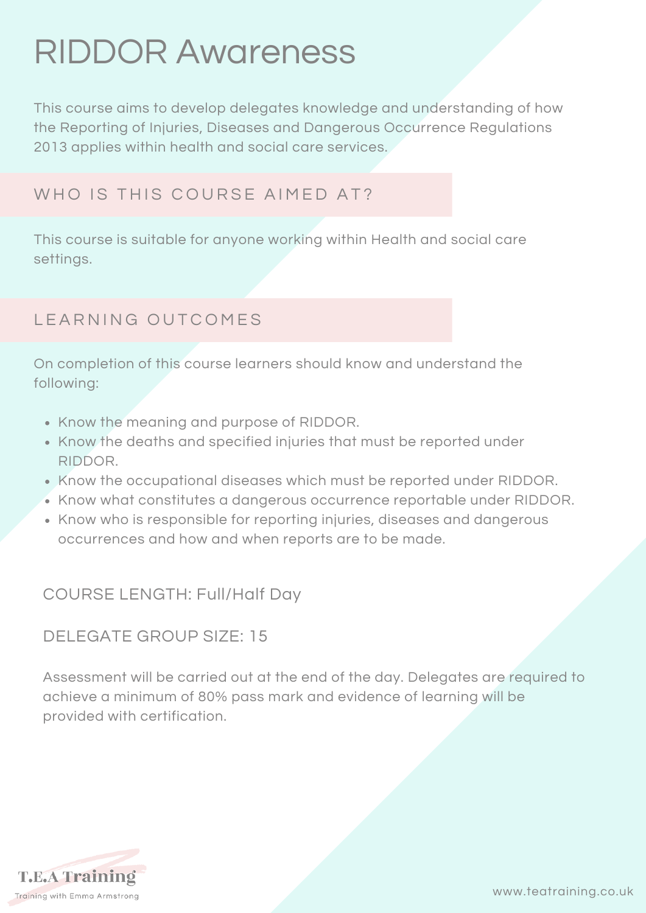# RIDDOR Awareness

This course aims to develop delegates knowledge and understanding of how the Reporting of Injuries, Diseases and Dangerous Occurrence Regulations 2013 applies within health and social care services.

## WHO IS THIS COURSE AIMED AT?

This course is suitable for anyone working within Health and social care settings.

## LEARNING OUTCOMES

On completion of this course learners should know and understand the following:

- Know the meaning and purpose of RIDDOR.
- Know the deaths and specified injuries that must be reported under RIDDOR.
- Know the occupational diseases which must be reported under RIDDOR.
- Know what constitutes a dangerous occurrence reportable under RIDDOR.
- Know who is responsible for reporting injuries, diseases and dangerous occurrences and how and when reports are to be made.

COURSE LENGTH: Full/Half Day

DELEGATE GROUP SIZE: 15

Assessment will be carried out at the end of the day. Delegates are required to achieve a minimum of 80% pass mark and evidence of learning will be provided with certification.

T.E.A Training
Training with Emma Armstrong

www.teatraining.co.uk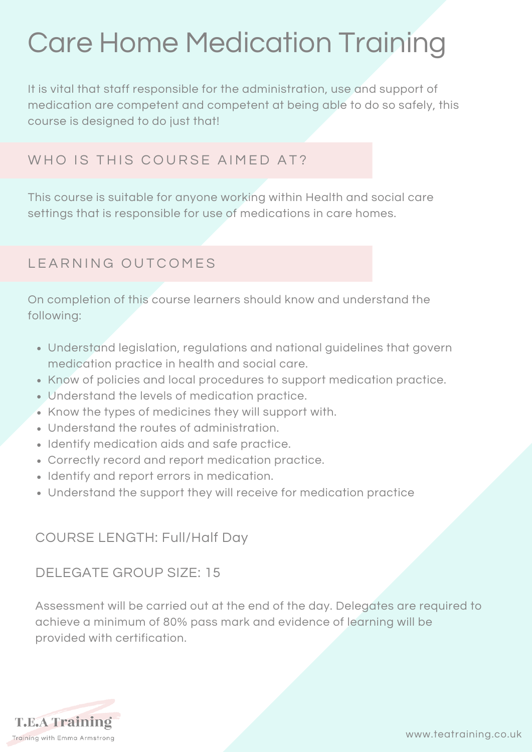# Care Home Medication Training

It is vital that staff responsible for the administration, use and support of medication are competent and competent at being able to do so safely, this course is designed to do just that!

## WHO IS THIS COURSE AIMED AT?

This course is suitable for anyone working within Health and social care settings that is responsible for use of medications in care homes.

## LEARNING OUTCOMES

On completion of this course learners should know and understand the following:

- Understand legislation, regulations and national guidelines that govern medication practice in health and social care.
- Know of policies and local procedures to support medication practice.
- Understand the levels of medication practice.
- Know the types of medicines they will support with.
- Understand the routes of administration.
- Identify medication aids and safe practice.
- Correctly record and report medication practice.
- Identify and report errors in medication.
- Understand the support they will receive for medication practice

COURSE LENGTH: Full/Half Day

DELEGATE GROUP SIZE: 15

Assessment will be carried out at the end of the day. Delegates are required to achieve a minimum of 80% pass mark and evidence of learning will be provided with certification.

T.E.A Training
Training with Emma Armstrong

www.teatraining.co.uk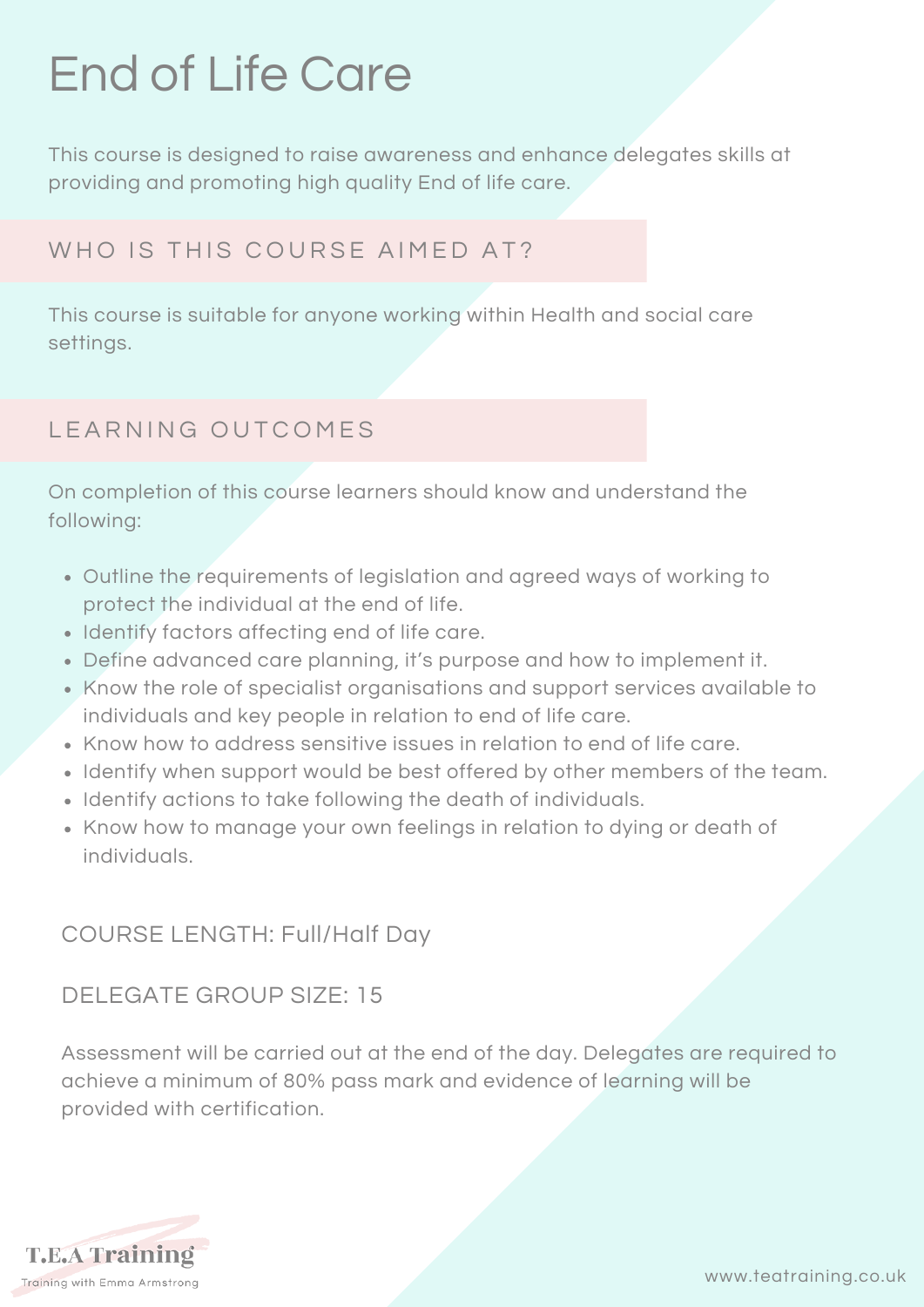# End of Life Care

This course is designed to raise awareness and enhance delegates skills at providing and promoting high quality End of life care.

## WHO IS THIS COURSE AIMED AT?

This course is suitable for anyone working within Health and social care settings.

## LEARNING OUTCOMES

On completion of this course learners should know and understand the following:

- Outline the requirements of legislation and agreed ways of working to protect the individual at the end of life.
- Identify factors affecting end of life care.
- Define advanced care planning, it's purpose and how to implement it.
- Know the role of specialist organisations and support services available to individuals and key people in relation to end of life care.
- Know how to address sensitive issues in relation to end of life care.
- Identify when support would be best offered by other members of the team.
- Identify actions to take following the death of individuals.
- Know how to manage your own feelings in relation to dying or death of individuals.

COURSE LENGTH: Full/Half Day

DELEGATE GROUP SIZE: 15

Assessment will be carried out at the end of the day. Delegates are required to achieve a minimum of 80% pass mark and evidence of learning will be provided with certification.

T.E.A Training
Training with Emma Armstrong

www.teatraining.co.uk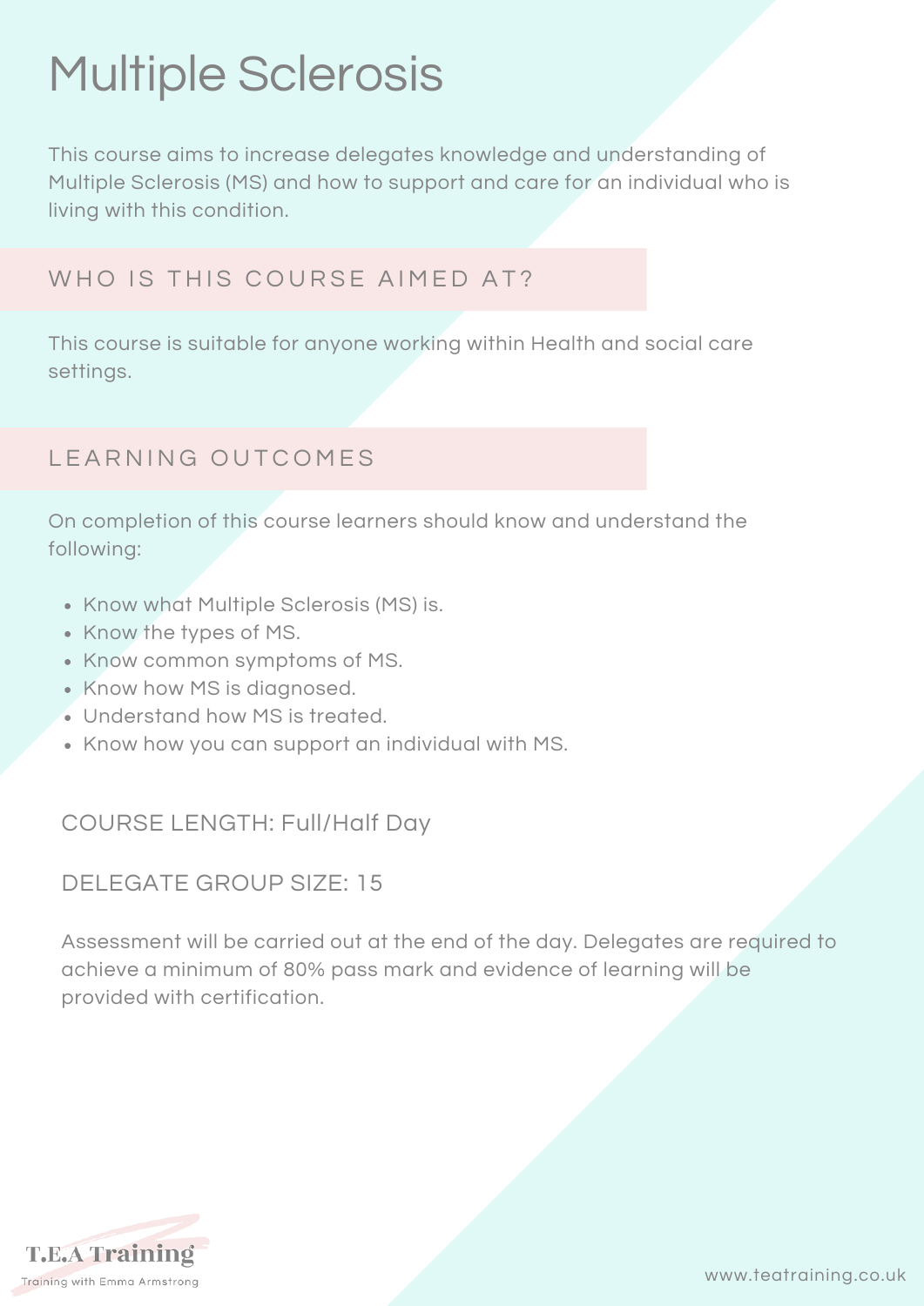# Multiple Sclerosis

This course aims to increase delegates knowledge and understanding of Multiple Sclerosis (MS) and how to support and care for an individual who is living with this condition.

## WHO IS THIS COURSE AIMED AT?

This course is suitable for anyone working within Health and social care settings.

## LEARNING OUTCOMES

On completion of this course learners should know and understand the following:

- Know what Multiple Sclerosis (MS) is.
- Know the types of MS.
- Know common symptoms of MS.
- Know how MS is diagnosed.
- Understand how MS is treated.
- Know how you can support an individual with MS.

COURSE LENGTH: Full/Half Day

DELEGATE GROUP SIZE: 15

Assessment will be carried out at the end of the day. Delegates are required to achieve a minimum of 80% pass mark and evidence of learning will be provided with certification.

T.E.A Training
Training with Emma Armstrong

www.teatraining.co.uk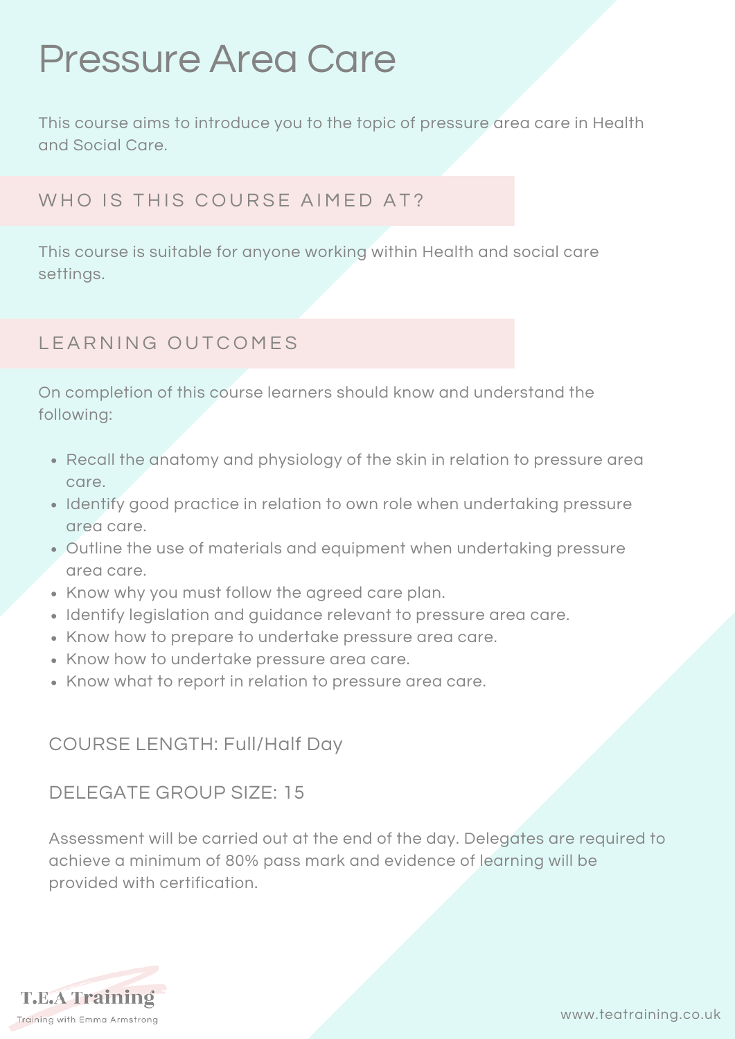# Pressure Area Care

This course aims to introduce you to the topic of pressure area care in Health and Social Care.

## WHO IS THIS COURSE AIMED AT?

This course is suitable for anyone working within Health and social care settings.

## LEARNING OUTCOMES

On completion of this course learners should know and understand the following:

- Recall the anatomy and physiology of the skin in relation to pressure area care.
- Identify good practice in relation to own role when undertaking pressure area care.
- Outline the use of materials and equipment when undertaking pressure area care.
- Know why you must follow the agreed care plan.
- Identify legislation and guidance relevant to pressure area care.
- Know how to prepare to undertake pressure area care.
- Know how to undertake pressure area care.
- Know what to report in relation to pressure area care.

COURSE LENGTH: Full/Half Day

DELEGATE GROUP SIZE: 15

Assessment will be carried out at the end of the day. Delegates are required to achieve a minimum of 80% pass mark and evidence of learning will be provided with certification.

T.E.A Training
Training with Emma Armstrong

www.teatraining.co.uk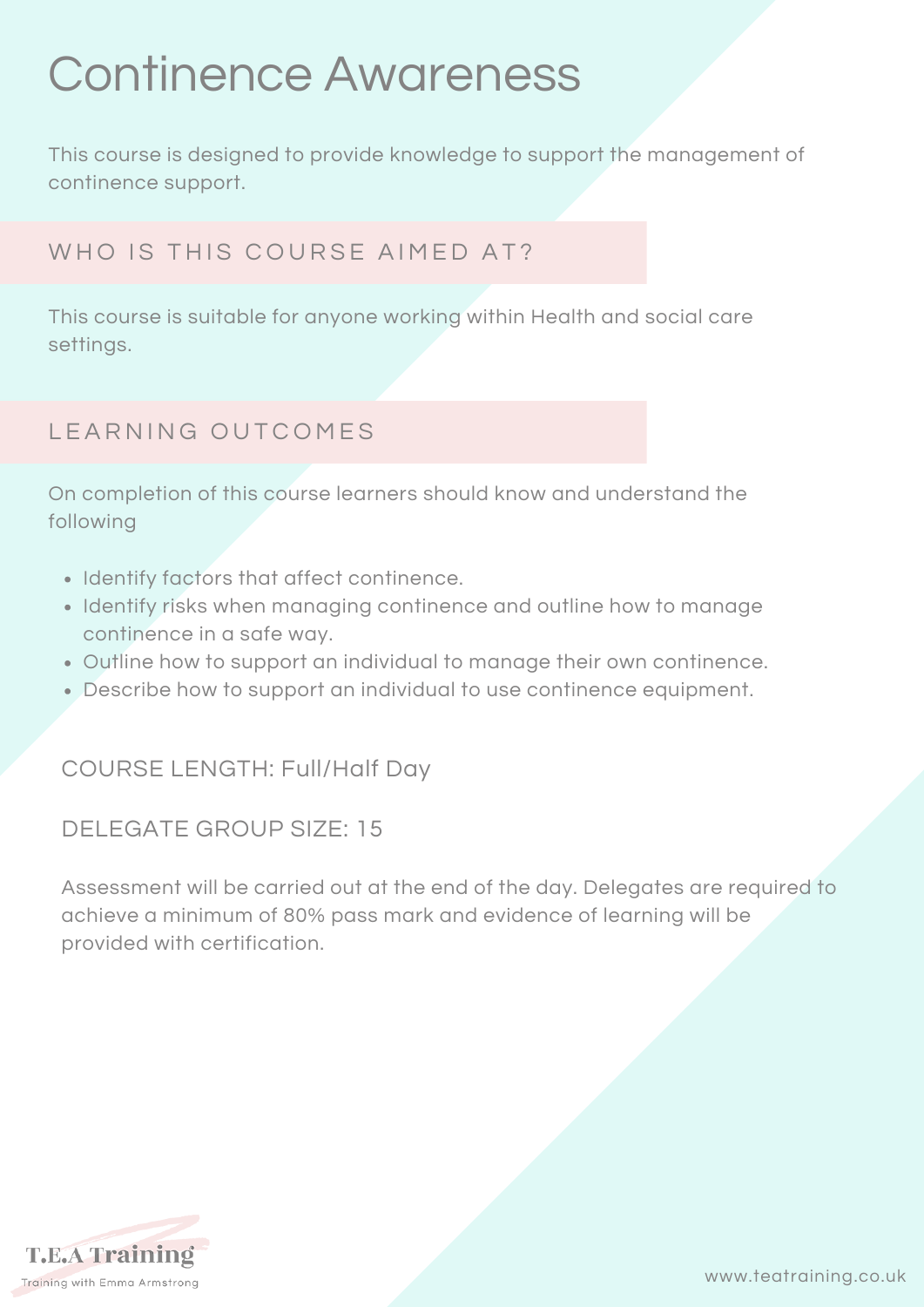# Continence Awareness

This course is designed to provide knowledge to support the management of continence support.

## WHO IS THIS COURSE AIMED AT?

This course is suitable for anyone working within Health and social care settings.

## LEARNING OUTCOMES

On completion of this course learners should know and understand the following

- Identify factors that affect continence.
- Identify risks when managing continence and outline how to manage continence in a safe way.
- Outline how to support an individual to manage their own continence.
- Describe how to support an individual to use continence equipment.

COURSE LENGTH: Full/Half Day

DELEGATE GROUP SIZE: 15

Assessment will be carried out at the end of the day. Delegates are required to achieve a minimum of 80% pass mark and evidence of learning will be provided with certification.

T.E.A Training
Training with Emma Armstrong

www.teatraining.co.uk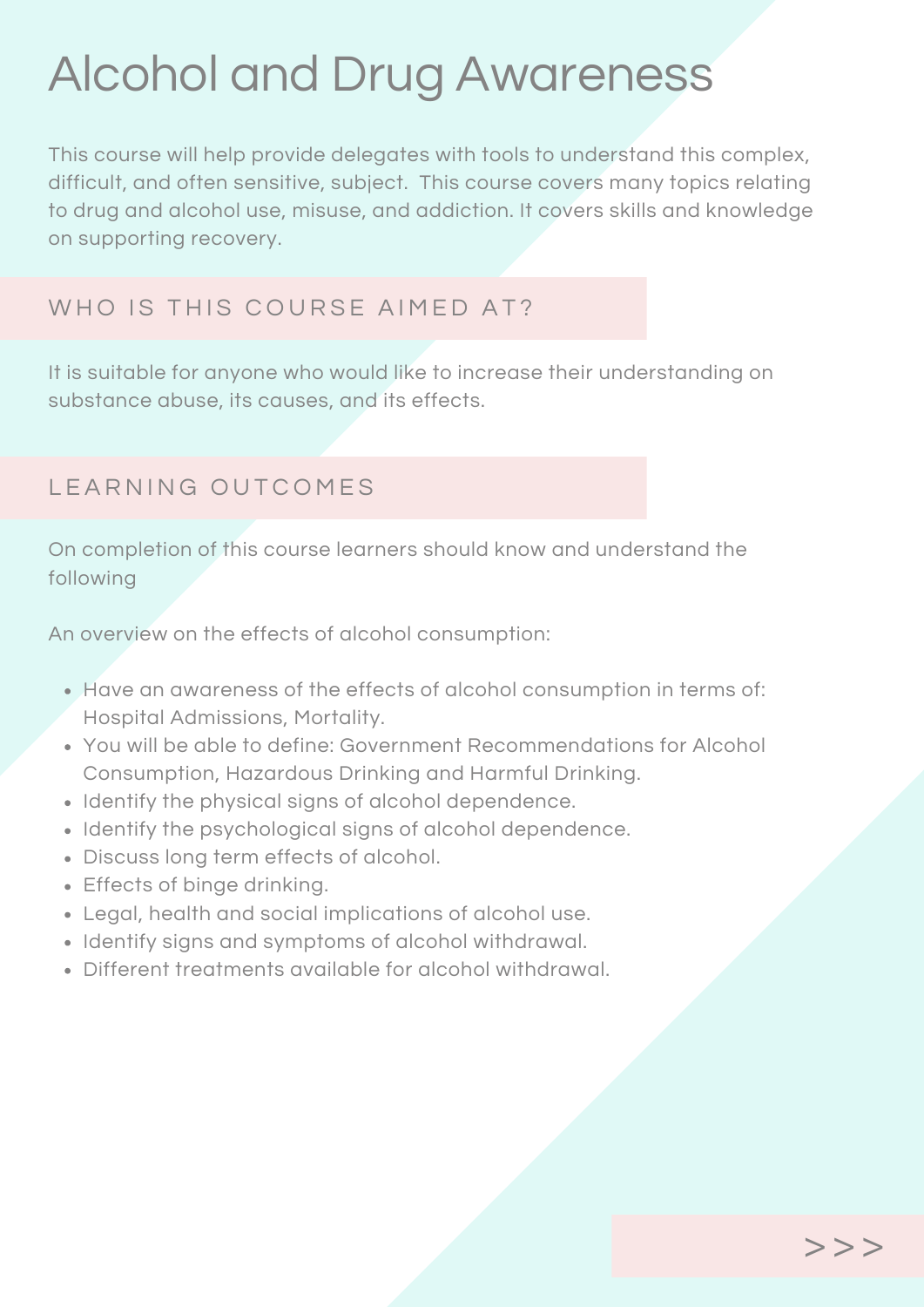# Alcohol and Drug Awareness

This course will help provide delegates with tools to understand this complex, difficult, and often sensitive, subject. This course covers many topics relating to drug and alcohol use, misuse, and addiction. It covers skills and knowledge on supporting recovery.

## WHO IS THIS COURSE AIMED AT?

It is suitable for anyone who would like to increase their understanding on substance abuse, its causes, and its effects.

## LEARNING OUTCOMES

On completion of this course learners should know and understand the following

An overview on the effects of alcohol consumption:

- Have an awareness of the effects of alcohol consumption in terms of: Hospital Admissions, Mortality.
- You will be able to define: Government Recommendations for Alcohol Consumption, Hazardous Drinking and Harmful Drinking.
- Identify the physical signs of alcohol dependence.
- Identify the psychological signs of alcohol dependence.
- Discuss long term effects of alcohol.
- Effects of binge drinking.
- Legal, health and social implications of alcohol use.
- Identify signs and symptoms of alcohol withdrawal.
- Different treatments available for alcohol withdrawal.

>>>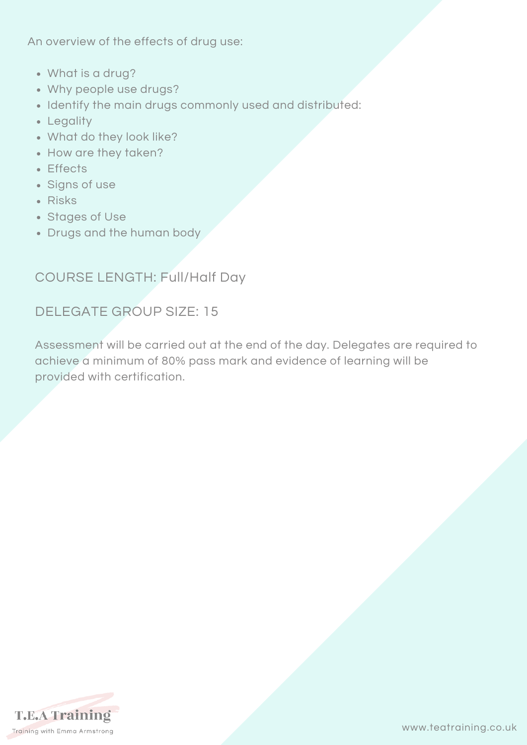An overview of the effects of drug use:

- What is a drug?
- Why people use drugs?
- Identify the main drugs commonly used and distributed:
- Legality
- What do they look like?
- How are they taken?
- Effects
- Signs of use
- Risks
- Stages of Use
- Drugs and the human body

COURSE LENGTH: Full/Half Day

DELEGATE GROUP SIZE: 15

Assessment will be carried out at the end of the day. Delegates are required to achieve a minimum of 80% pass mark and evidence of learning will be provided with certification.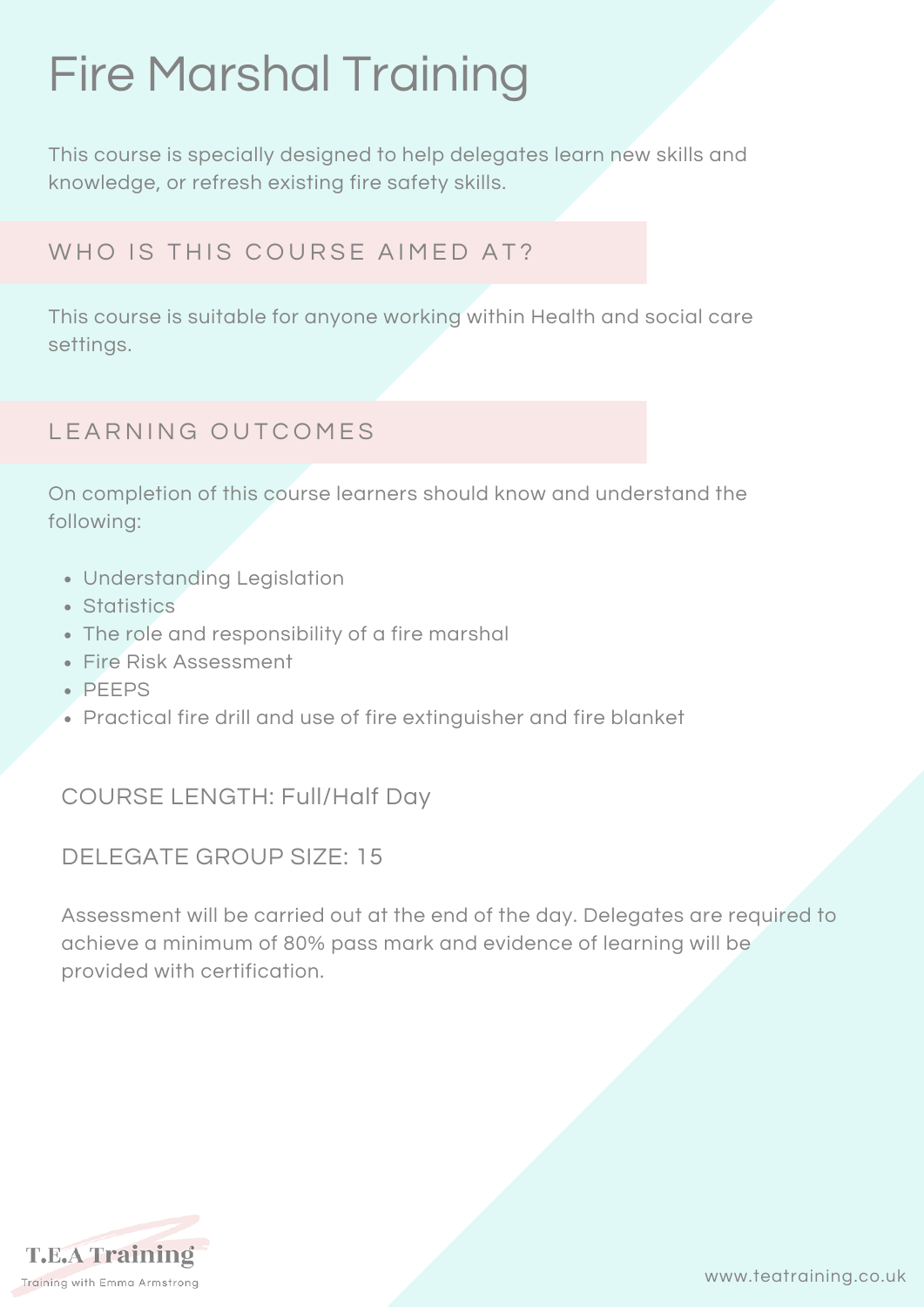# Fire Marshal Training

This course is specially designed to help delegates learn new skills and knowledge, or refresh existing fire safety skills.

## WHO IS THIS COURSE AIMED AT?

This course is suitable for anyone working within Health and social care settings.

## LEARNING OUTCOMES

On completion of this course learners should know and understand the following:

- Understanding Legislation
- Statistics
- The role and responsibility of a fire marshal
- Fire Risk Assessment
- PEEPS
- Practical fire drill and use of fire extinguisher and fire blanket

COURSE LENGTH: Full/Half Day

DELEGATE GROUP SIZE: 15

Assessment will be carried out at the end of the day. Delegates are required to achieve a minimum of 80% pass mark and evidence of learning will be provided with certification.

T.E.A Training

Training with Emma Armstrong

www.teatraining.co.uk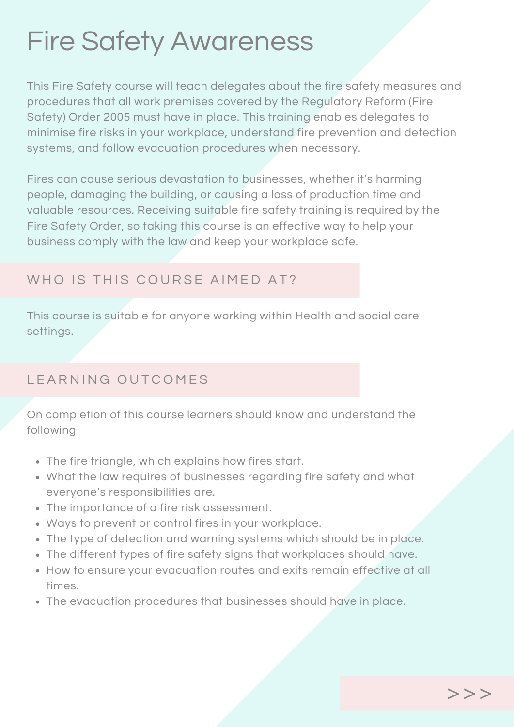# Fire Safety Awareness

This Fire Safety course will teach delegates about the fire safety measures and procedures that all work premises covered by the Regulatory Reform (Fire Safety) Order 2005 must have in place. This training enables delegates to minimise fire risks in your workplace, understand fire prevention and detection systems, and follow evacuation procedures when necessary.

Fires can cause serious devastation to businesses, whether it's harming people, damaging the building, or causing a loss of production time and valuable resources. Receiving suitable fire safety training is required by the Fire Safety Order, so taking this course is an effective way to help your business comply with the law and keep your workplace safe.

## WHO IS THIS COURSE AIMED AT?

This course is suitable for anyone working within Health and social care settings.

## LEARNING OUTCOMES

On completion of this course learners should know and understand the following

- The fire triangle, which explains how fires start.
- What the law requires of businesses regarding fire safety and what everyone's responsibilities are.
- The importance of a fire risk assessment.
- Ways to prevent or control fires in your workplace.
- The type of detection and warning systems which should be in place.
- The different types of fire safety signs that workplaces should have.
- How to ensure your evacuation routes and exits remain effective at all times.
- The evacuation procedures that businesses should have in place.

>>>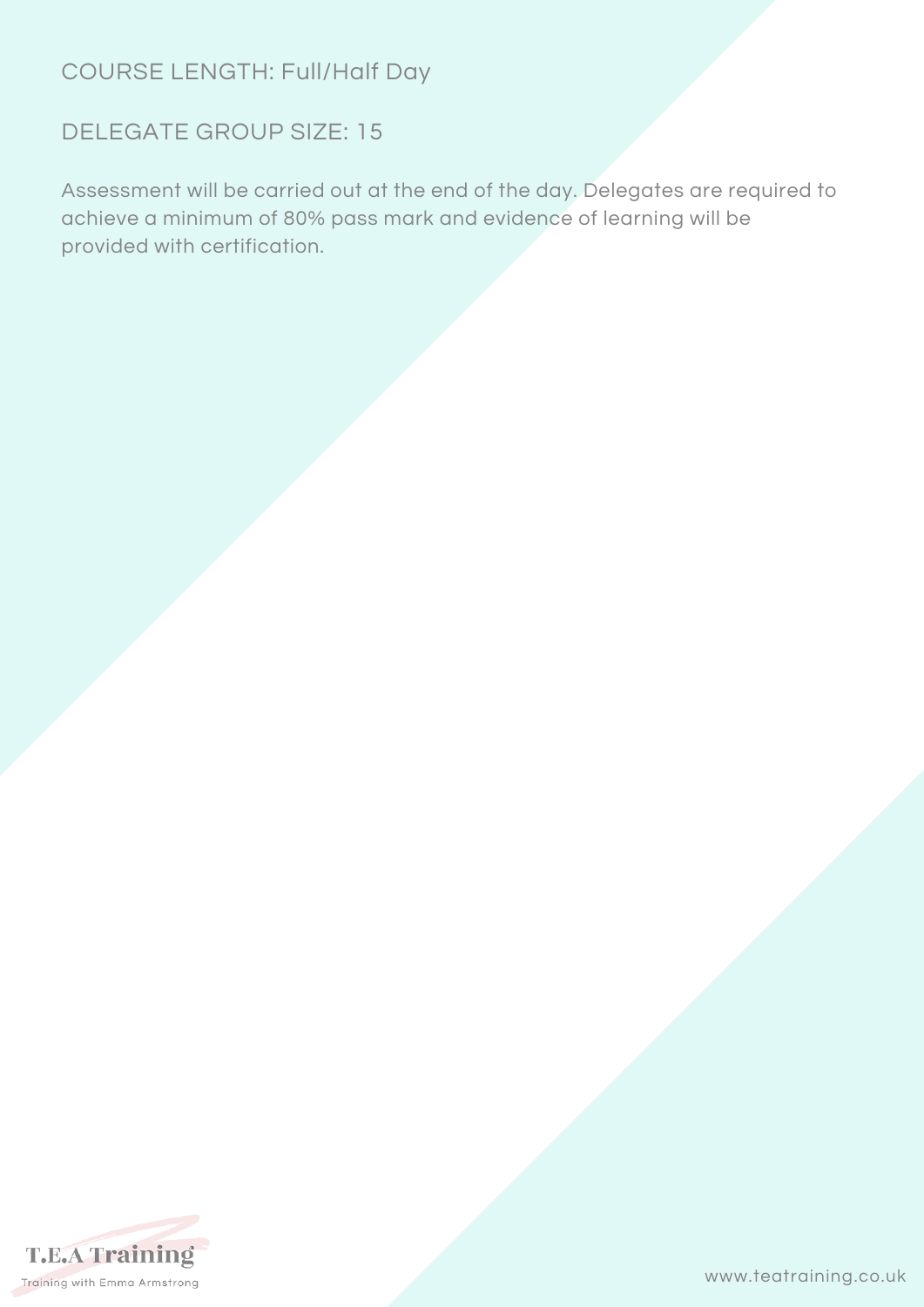COURSE LENGTH: Full/Half Day

DELEGATE GROUP SIZE: 15

Assessment will be carried out at the end of the day. Delegates are required to achieve a minimum of 80% pass mark and evidence of learning will be provided with certification.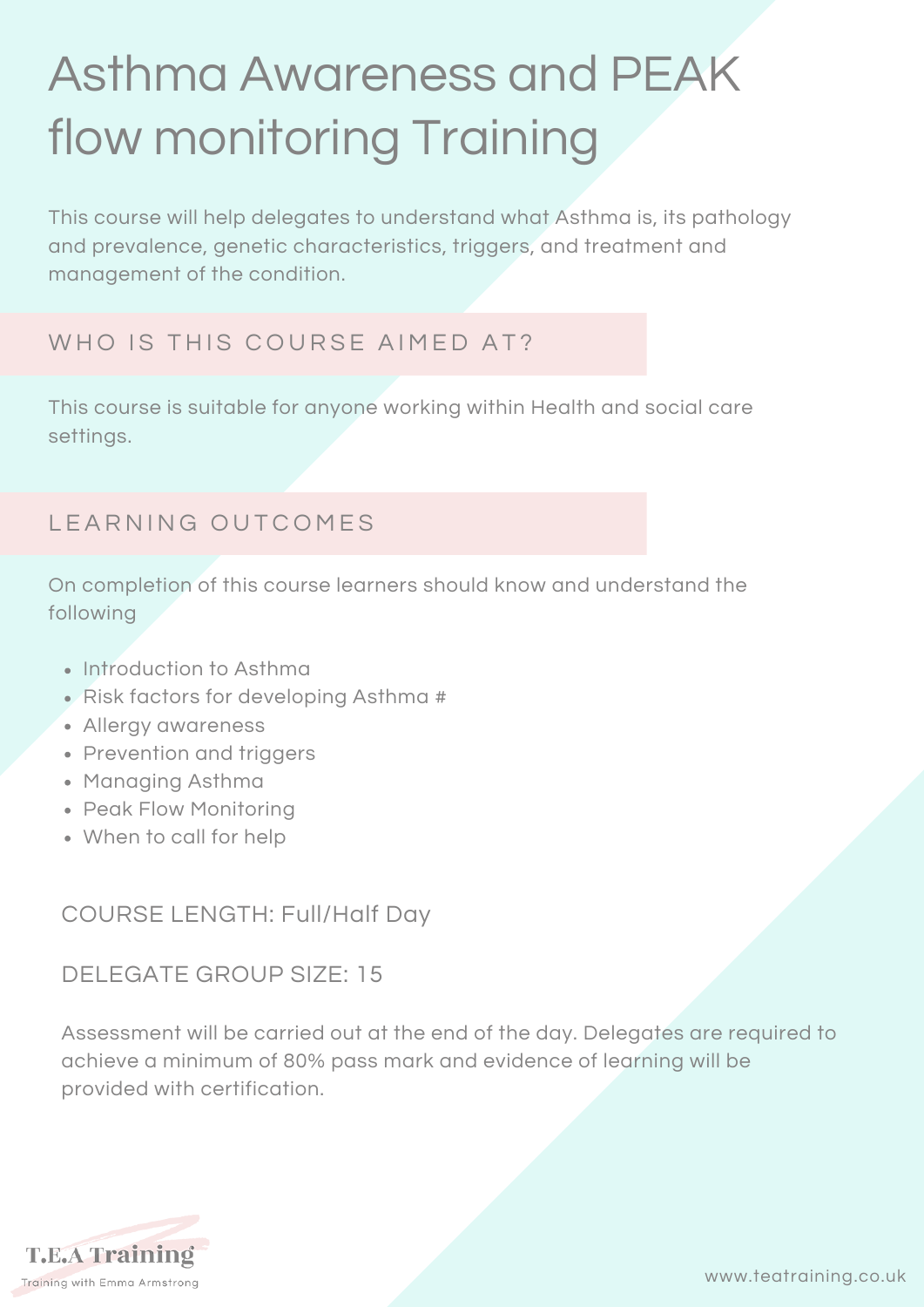# Asthma Awareness and PEAK flow monitoring Training

This course will help delegates to understand what Asthma is, its pathology and prevalence, genetic characteristics, triggers, and treatment and management of the condition.

## WHO IS THIS COURSE AIMED AT?

This course is suitable for anyone working within Health and social care settings.

## LEARNING OUTCOMES

On completion of this course learners should know and understand the following

- Introduction to Asthma
- Risk factors for developing Asthma #
- Allergy awareness
- Prevention and triggers
- Managing Asthma
- Peak Flow Monitoring
- When to call for help

COURSE LENGTH: Full/Half Day

DELEGATE GROUP SIZE: 15

Assessment will be carried out at the end of the day. Delegates are required to achieve a minimum of 80% pass mark and evidence of learning will be provided with certification.

T.E.A Training
Training with Emma Armstrong

www.teatraining.co.uk